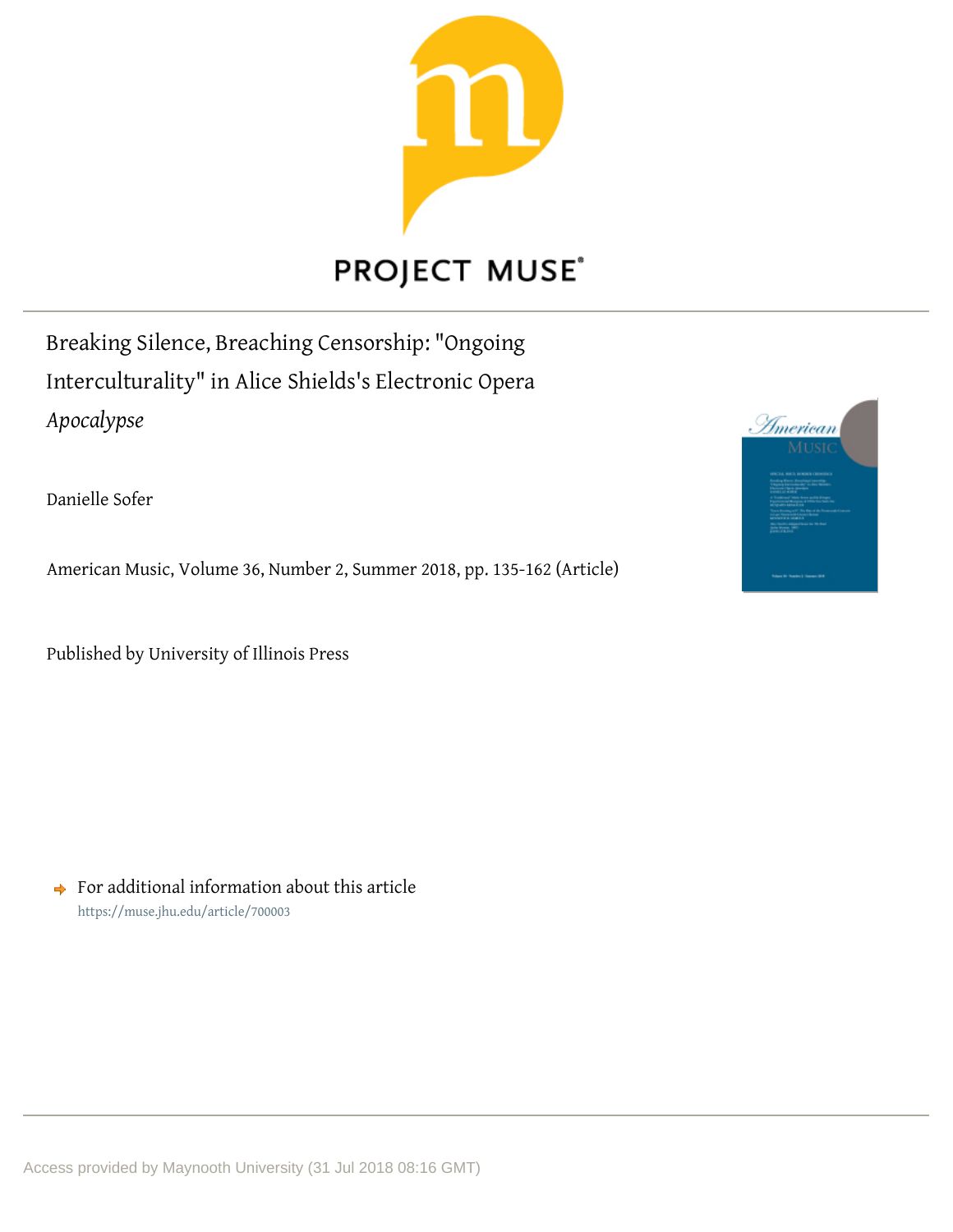PROJECT MUSE

# Breaking Silence, Breaching Censorship: "Ongoing Interculturality" in Alice Shields's Electronic Opera *Apocalypse*

Danielle Sofer

American Music, Volume 36, Number 2, Summer 2018, pp. 135-162 (Article)

Published by University of Illinois Press

For additional information about this article
https://muse.jhu.edu/article/700003

Access provided by Maynooth University (31 Jul 2018 08:16 GMT)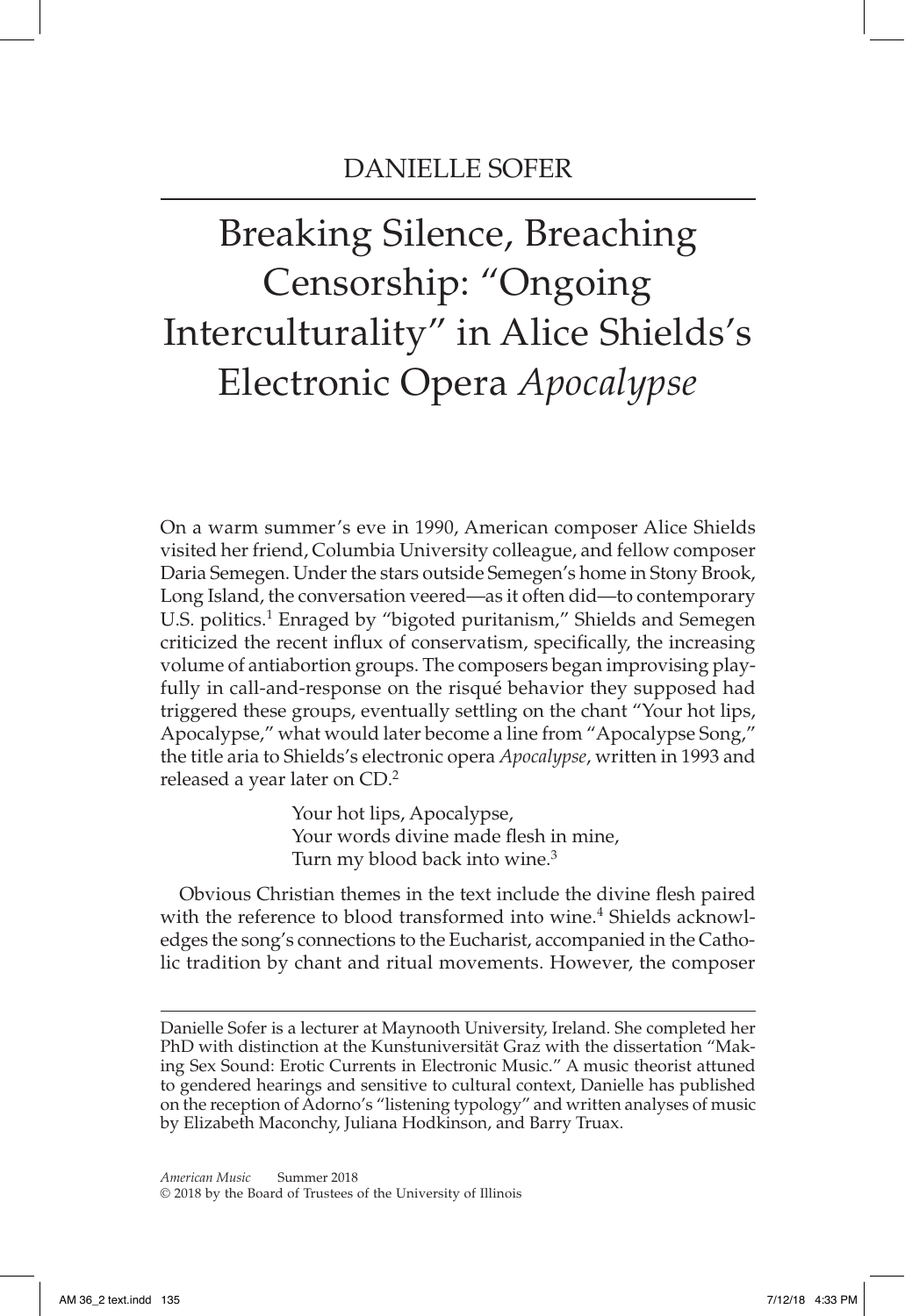## DANIELLE SOFER

# Breaking Silence, Breaching Censorship: "Ongoing Interculturality" in Alice Shields's Electronic Opera *Apocalypse*

On a warm summer's eve in 1990, American composer Alice Shields visited her friend, Columbia University colleague, and fellow composer Daria Semegen. Under the stars outside Semegen's home in Stony Brook, Long Island, the conversation veered—as it often did—to contemporary U.S. politics.[1] Enraged by "bigoted puritanism," Shields and Semegen criticized the recent influx of conservatism, specifically, the increasing volume of antiabortion groups. The composers began improvising playfully in call-and-response on the risqué behavior they supposed had triggered these groups, eventually settling on the chant "Your hot lips, Apocalypse," what would later become a line from "Apocalypse Song," the title aria to Shields's electronic opera *Apocalypse*, written in 1993 and released a year later on CD.[2]

> Your hot lips, Apocalypse,
> Your words divine made flesh in mine,
> Turn my blood back into wine.[3]

Obvious Christian themes in the text include the divine flesh paired with the reference to blood transformed into wine.[4] Shields acknowledges the song's connections to the Eucharist, accompanied in the Catholic tradition by chant and ritual movements. However, the composer

---

Danielle Sofer is a lecturer at Maynooth University, Ireland. She completed her PhD with distinction at the Kunstuniversität Graz with the dissertation "Making Sex Sound: Erotic Currents in Electronic Music." A music theorist attuned to gendered hearings and sensitive to cultural context, Danielle has published on the reception of Adorno's "listening typology" and written analyses of music by Elizabeth Maconchy, Juliana Hodkinson, and Barry Truax.

*American Music* Summer 2018
© 2018 by the Board of Trustees of the University of Illinois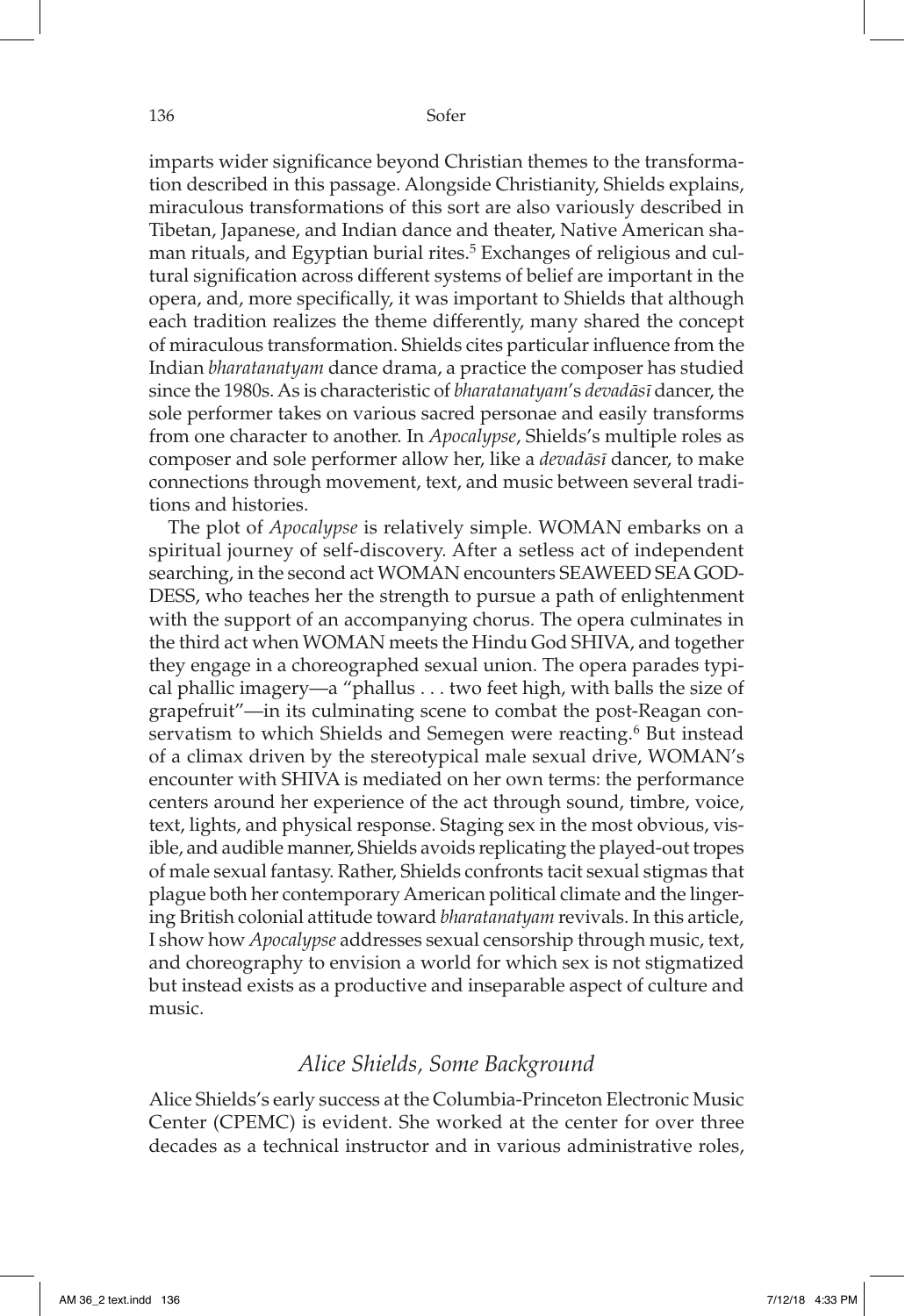imparts wider significance beyond Christian themes to the transformation described in this passage. Alongside Christianity, Shields explains, miraculous transformations of this sort are also variously described in Tibetan, Japanese, and Indian dance and theater, Native American shaman rituals, and Egyptian burial rites.[5] Exchanges of religious and cultural signification across different systems of belief are important in the opera, and, more specifically, it was important to Shields that although each tradition realizes the theme differently, many shared the concept of miraculous transformation. Shields cites particular influence from the Indian *bharatanatyam* dance drama, a practice the composer has studied since the 1980s. As is characteristic of *bharatanatyam*'s *devadāsī* dancer, the sole performer takes on various sacred personae and easily transforms from one character to another. In *Apocalypse*, Shields's multiple roles as composer and sole performer allow her, like a *devadāsī* dancer, to make connections through movement, text, and music between several traditions and histories.

The plot of *Apocalypse* is relatively simple. WOMAN embarks on a spiritual journey of self-discovery. After a setless act of independent searching, in the second act WOMAN encounters SEAWEED SEA GODDESS, who teaches her the strength to pursue a path of enlightenment with the support of an accompanying chorus. The opera culminates in the third act when WOMAN meets the Hindu God SHIVA, and together they engage in a choreographed sexual union. The opera parades typical phallic imagery—a "phallus . . . two feet high, with balls the size of grapefruit"—in its culminating scene to combat the post-Reagan conservatism to which Shields and Semegen were reacting.[6] But instead of a climax driven by the stereotypical male sexual drive, WOMAN's encounter with SHIVA is mediated on her own terms: the performance centers around her experience of the act through sound, timbre, voice, text, lights, and physical response. Staging sex in the most obvious, visible, and audible manner, Shields avoids replicating the played-out tropes of male sexual fantasy. Rather, Shields confronts tacit sexual stigmas that plague both her contemporary American political climate and the lingering British colonial attitude toward *bharatanatyam* revivals. In this article, I show how *Apocalypse* addresses sexual censorship through music, text, and choreography to envision a world for which sex is not stigmatized but instead exists as a productive and inseparable aspect of culture and music.

## *Alice Shields, Some Background*

Alice Shields's early success at the Columbia-Princeton Electronic Music Center (CPEMC) is evident. She worked at the center for over three decades as a technical instructor and in various administrative roles,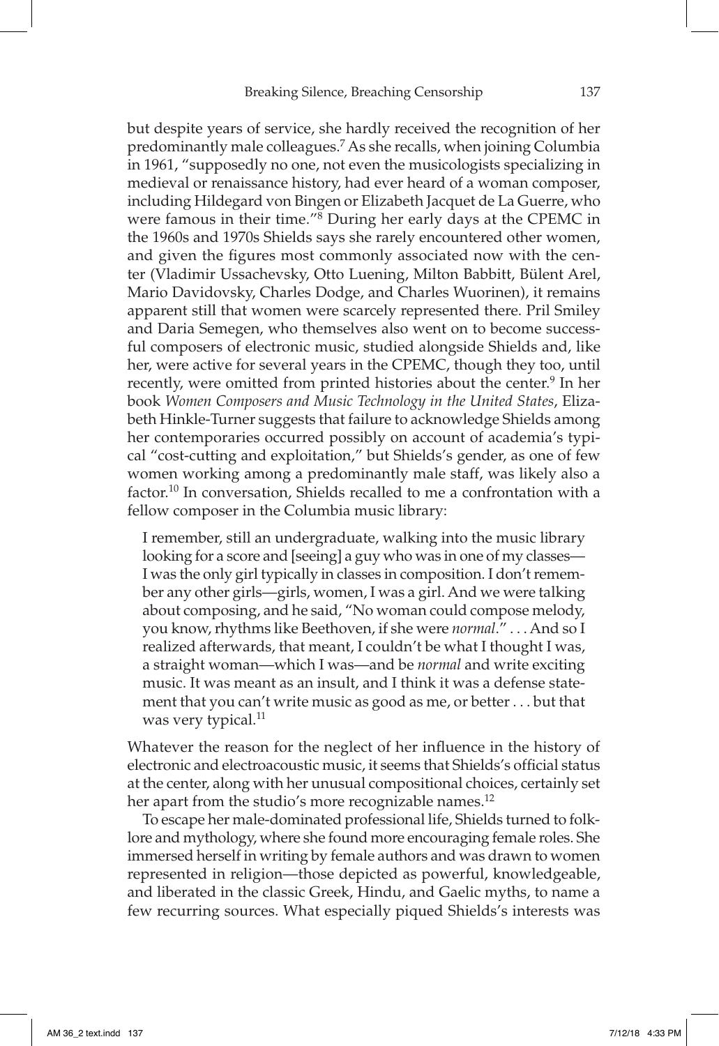but despite years of service, she hardly received the recognition of her predominantly male colleagues.[7] As she recalls, when joining Columbia in 1961, "supposedly no one, not even the musicologists specializing in medieval or renaissance history, had ever heard of a woman composer, including Hildegard von Bingen or Elizabeth Jacquet de La Guerre, who were famous in their time."[8] During her early days at the CPEMC in the 1960s and 1970s Shields says she rarely encountered other women, and given the figures most commonly associated now with the center (Vladimir Ussachevsky, Otto Luening, Milton Babbitt, Bülent Arel, Mario Davidovsky, Charles Dodge, and Charles Wuorinen), it remains apparent still that women were scarcely represented there. Pril Smiley and Daria Semegen, who themselves also went on to become successful composers of electronic music, studied alongside Shields and, like her, were active for several years in the CPEMC, though they too, until recently, were omitted from printed histories about the center.[9] In her book *Women Composers and Music Technology in the United States*, Elizabeth Hinkle-Turner suggests that failure to acknowledge Shields among her contemporaries occurred possibly on account of academia's typical "cost-cutting and exploitation," but Shields's gender, as one of few women working among a predominantly male staff, was likely also a factor.[10] In conversation, Shields recalled to me a confrontation with a fellow composer in the Columbia music library:

> I remember, still an undergraduate, walking into the music library looking for a score and [seeing] a guy who was in one of my classes—I was the only girl typically in classes in composition. I don't remember any other girls—girls, women, I was a girl. And we were talking about composing, and he said, "No woman could compose melody, you know, rhythms like Beethoven, if she were *normal*." . . . And so I realized afterwards, that meant, I couldn't be what I thought I was, a straight woman—which I was—and be *normal* and write exciting music. It was meant as an insult, and I think it was a defense statement that you can't write music as good as me, or better . . . but that was very typical.[11]

Whatever the reason for the neglect of her influence in the history of electronic and electroacoustic music, it seems that Shields's official status at the center, along with her unusual compositional choices, certainly set her apart from the studio's more recognizable names.[12]

To escape her male-dominated professional life, Shields turned to folklore and mythology, where she found more encouraging female roles. She immersed herself in writing by female authors and was drawn to women represented in religion—those depicted as powerful, knowledgeable, and liberated in the classic Greek, Hindu, and Gaelic myths, to name a few recurring sources. What especially piqued Shields's interests was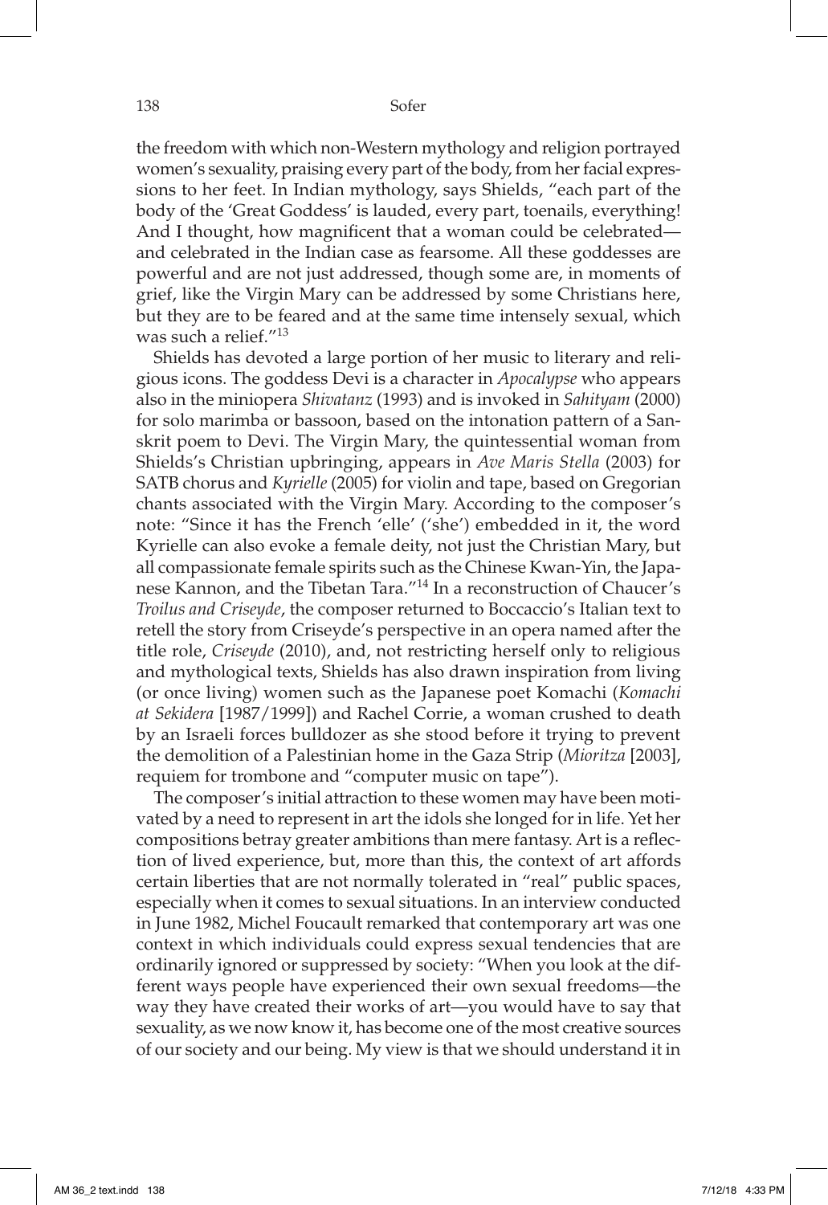the freedom with which non-Western mythology and religion portrayed women's sexuality, praising every part of the body, from her facial expressions to her feet. In Indian mythology, says Shields, "each part of the body of the 'Great Goddess' is lauded, every part, toenails, everything! And I thought, how magnificent that a woman could be celebrated—and celebrated in the Indian case as fearsome. All these goddesses are powerful and are not just addressed, though some are, in moments of grief, like the Virgin Mary can be addressed by some Christians here, but they are to be feared and at the same time intensely sexual, which was such a relief."[13]

Shields has devoted a large portion of her music to literary and religious icons. The goddess Devi is a character in *Apocalypse* who appears also in the miniopera *Shivatanz* (1993) and is invoked in *Sahityam* (2000) for solo marimba or bassoon, based on the intonation pattern of a Sanskrit poem to Devi. The Virgin Mary, the quintessential woman from Shields's Christian upbringing, appears in *Ave Maris Stella* (2003) for SATB chorus and *Kyrielle* (2005) for violin and tape, based on Gregorian chants associated with the Virgin Mary. According to the composer's note: "Since it has the French 'elle' ('she') embedded in it, the word Kyrielle can also evoke a female deity, not just the Christian Mary, but all compassionate female spirits such as the Chinese Kwan-Yin, the Japanese Kannon, and the Tibetan Tara."[14] In a reconstruction of Chaucer's *Troilus and Criseyde*, the composer returned to Boccaccio's Italian text to retell the story from Criseyde's perspective in an opera named after the title role, *Criseyde* (2010), and, not restricting herself only to religious and mythological texts, Shields has also drawn inspiration from living (or once living) women such as the Japanese poet Komachi (*Komachi at Sekidera* [1987/1999]) and Rachel Corrie, a woman crushed to death by an Israeli forces bulldozer as she stood before it trying to prevent the demolition of a Palestinian home in the Gaza Strip (*Mioritza* [2003], requiem for trombone and "computer music on tape").

The composer's initial attraction to these women may have been motivated by a need to represent in art the idols she longed for in life. Yet her compositions betray greater ambitions than mere fantasy. Art is a reflection of lived experience, but, more than this, the context of art affords certain liberties that are not normally tolerated in "real" public spaces, especially when it comes to sexual situations. In an interview conducted in June 1982, Michel Foucault remarked that contemporary art was one context in which individuals could express sexual tendencies that are ordinarily ignored or suppressed by society: "When you look at the different ways people have experienced their own sexual freedoms—the way they have created their works of art—you would have to say that sexuality, as we now know it, has become one of the most creative sources of our society and our being. My view is that we should understand it in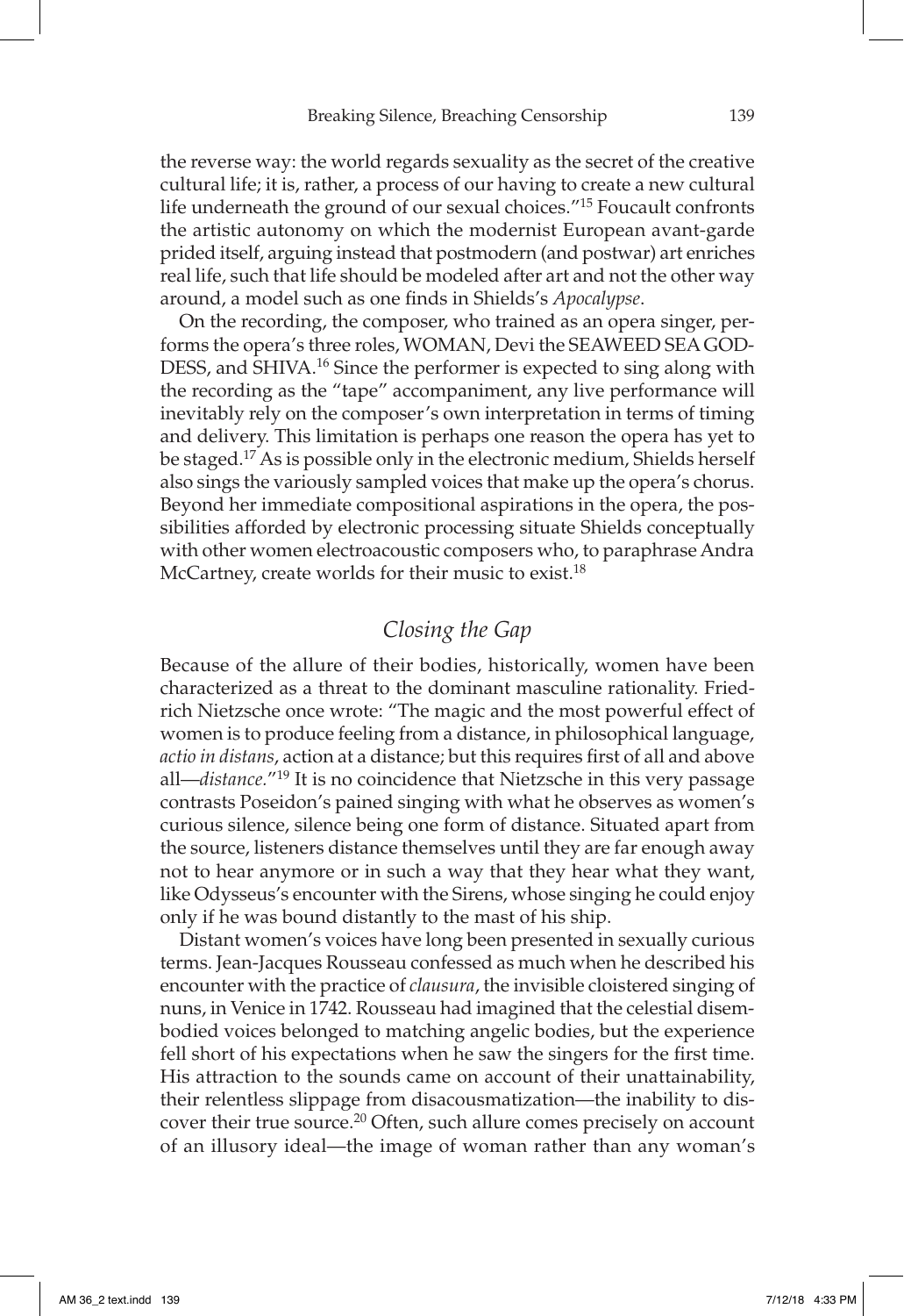the reverse way: the world regards sexuality as the secret of the creative cultural life; it is, rather, a process of our having to create a new cultural life underneath the ground of our sexual choices."[15] Foucault confronts the artistic autonomy on which the modernist European avant-garde prided itself, arguing instead that postmodern (and postwar) art enriches real life, such that life should be modeled after art and not the other way around, a model such as one finds in Shields's *Apocalypse*.

On the recording, the composer, who trained as an opera singer, performs the opera's three roles, WOMAN, Devi the SEAWEED SEA GODDESS, and SHIVA.[16] Since the performer is expected to sing along with the recording as the "tape" accompaniment, any live performance will inevitably rely on the composer's own interpretation in terms of timing and delivery. This limitation is perhaps one reason the opera has yet to be staged.[17] As is possible only in the electronic medium, Shields herself also sings the variously sampled voices that make up the opera's chorus. Beyond her immediate compositional aspirations in the opera, the possibilities afforded by electronic processing situate Shields conceptually with other women electroacoustic composers who, to paraphrase Andra McCartney, create worlds for their music to exist.[18]

## *Closing the Gap*

Because of the allure of their bodies, historically, women have been characterized as a threat to the dominant masculine rationality. Friedrich Nietzsche once wrote: "The magic and the most powerful effect of women is to produce feeling from a distance, in philosophical language, *actio in distans*, action at a distance; but this requires first of all and above all—*distance.*"[19] It is no coincidence that Nietzsche in this very passage contrasts Poseidon's pained singing with what he observes as women's curious silence, silence being one form of distance. Situated apart from the source, listeners distance themselves until they are far enough away not to hear anymore or in such a way that they hear what they want, like Odysseus's encounter with the Sirens, whose singing he could enjoy only if he was bound distantly to the mast of his ship.

Distant women's voices have long been presented in sexually curious terms. Jean-Jacques Rousseau confessed as much when he described his encounter with the practice of *clausura*, the invisible cloistered singing of nuns, in Venice in 1742. Rousseau had imagined that the celestial disembodied voices belonged to matching angelic bodies, but the experience fell short of his expectations when he saw the singers for the first time. His attraction to the sounds came on account of their unattainability, their relentless slippage from disacousmatization—the inability to discover their true source.[20] Often, such allure comes precisely on account of an illusory ideal—the image of woman rather than any woman's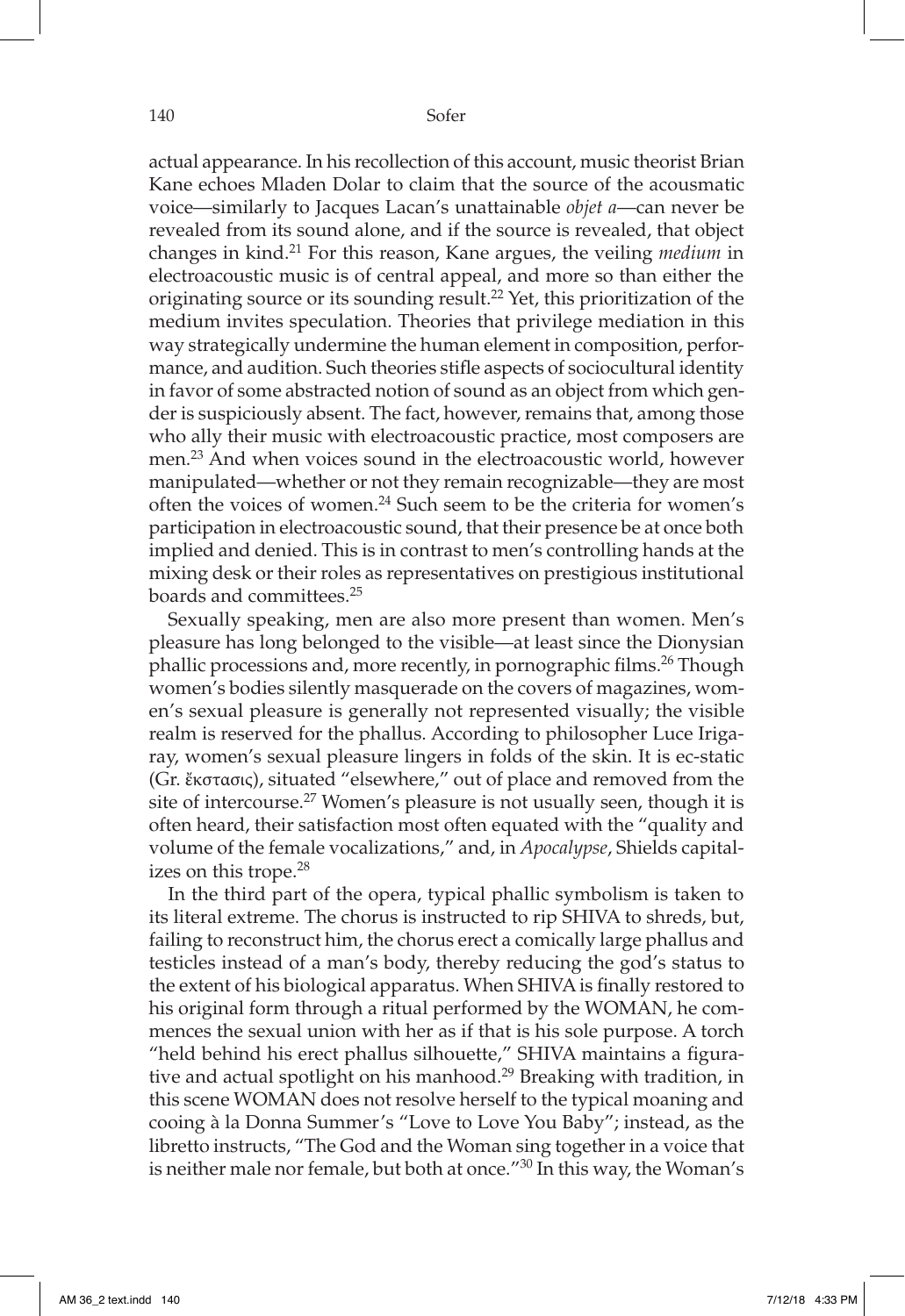actual appearance. In his recollection of this account, music theorist Brian Kane echoes Mladen Dolar to claim that the source of the acousmatic voice—similarly to Jacques Lacan's unattainable *objet a*—can never be revealed from its sound alone, and if the source is revealed, that object changes in kind.[21] For this reason, Kane argues, the veiling *medium* in electroacoustic music is of central appeal, and more so than either the originating source or its sounding result.[22] Yet, this prioritization of the medium invites speculation. Theories that privilege mediation in this way strategically undermine the human element in composition, performance, and audition. Such theories stifle aspects of sociocultural identity in favor of some abstracted notion of sound as an object from which gender is suspiciously absent. The fact, however, remains that, among those who ally their music with electroacoustic practice, most composers are men.[23] And when voices sound in the electroacoustic world, however manipulated—whether or not they remain recognizable—they are most often the voices of women.[24] Such seem to be the criteria for women's participation in electroacoustic sound, that their presence be at once both implied and denied. This is in contrast to men's controlling hands at the mixing desk or their roles as representatives on prestigious institutional boards and committees.[25]

Sexually speaking, men are also more present than women. Men's pleasure has long belonged to the visible—at least since the Dionysian phallic processions and, more recently, in pornographic films.[26] Though women's bodies silently masquerade on the covers of magazines, women's sexual pleasure is generally not represented visually; the visible realm is reserved for the phallus. According to philosopher Luce Irigaray, women's sexual pleasure lingers in folds of the skin. It is ec-static (Gr. ἔκστασις), situated "elsewhere," out of place and removed from the site of intercourse.[27] Women's pleasure is not usually seen, though it is often heard, their satisfaction most often equated with the "quality and volume of the female vocalizations," and, in *Apocalypse*, Shields capitalizes on this trope.[28]

In the third part of the opera, typical phallic symbolism is taken to its literal extreme. The chorus is instructed to rip SHIVA to shreds, but, failing to reconstruct him, the chorus erect a comically large phallus and testicles instead of a man's body, thereby reducing the god's status to the extent of his biological apparatus. When SHIVA is finally restored to his original form through a ritual performed by the WOMAN, he commences the sexual union with her as if that is his sole purpose. A torch "held behind his erect phallus silhouette," SHIVA maintains a figurative and actual spotlight on his manhood.[29] Breaking with tradition, in this scene WOMAN does not resolve herself to the typical moaning and cooing à la Donna Summer's "Love to Love You Baby"; instead, as the libretto instructs, "The God and the Woman sing together in a voice that is neither male nor female, but both at once."[30] In this way, the Woman's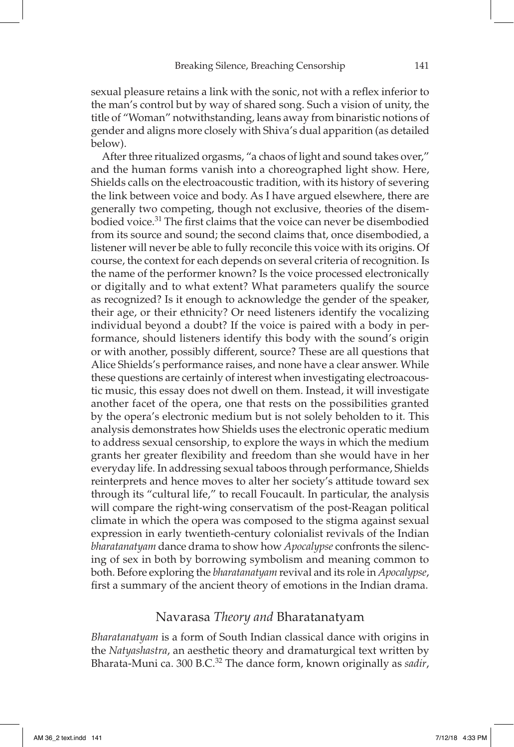sexual pleasure retains a link with the sonic, not with a reflex inferior to the man's control but by way of shared song. Such a vision of unity, the title of "Woman" notwithstanding, leans away from binaristic notions of gender and aligns more closely with Shiva's dual apparition (as detailed below).

After three ritualized orgasms, "a chaos of light and sound takes over," and the human forms vanish into a choreographed light show. Here, Shields calls on the electroacoustic tradition, with its history of severing the link between voice and body. As I have argued elsewhere, there are generally two competing, though not exclusive, theories of the disembodied voice.[31] The first claims that the voice can never be disembodied from its source and sound; the second claims that, once disembodied, a listener will never be able to fully reconcile this voice with its origins. Of course, the context for each depends on several criteria of recognition. Is the name of the performer known? Is the voice processed electronically or digitally and to what extent? What parameters qualify the source as recognized? Is it enough to acknowledge the gender of the speaker, their age, or their ethnicity? Or need listeners identify the vocalizing individual beyond a doubt? If the voice is paired with a body in performance, should listeners identify this body with the sound's origin or with another, possibly different, source? These are all questions that Alice Shields's performance raises, and none have a clear answer. While these questions are certainly of interest when investigating electroacoustic music, this essay does not dwell on them. Instead, it will investigate another facet of the opera, one that rests on the possibilities granted by the opera's electronic medium but is not solely beholden to it. This analysis demonstrates how Shields uses the electronic operatic medium to address sexual censorship, to explore the ways in which the medium grants her greater flexibility and freedom than she would have in her everyday life. In addressing sexual taboos through performance, Shields reinterprets and hence moves to alter her society's attitude toward sex through its "cultural life," to recall Foucault. In particular, the analysis will compare the right-wing conservatism of the post-Reagan political climate in which the opera was composed to the stigma against sexual expression in early twentieth-century colonialist revivals of the Indian *bharatanatyam* dance drama to show how *Apocalypse* confronts the silencing of sex in both by borrowing symbolism and meaning common to both. Before exploring the *bharatanatyam* revival and its role in *Apocalypse*, first a summary of the ancient theory of emotions in the Indian drama.

## Navarasa *Theory and* Bharatanatyam

*Bharatanatyam* is a form of South Indian classical dance with origins in the *Natyashastra*, an aesthetic theory and dramaturgical text written by Bharata-Muni ca. 300 B.C.[32] The dance form, known originally as *sadir*,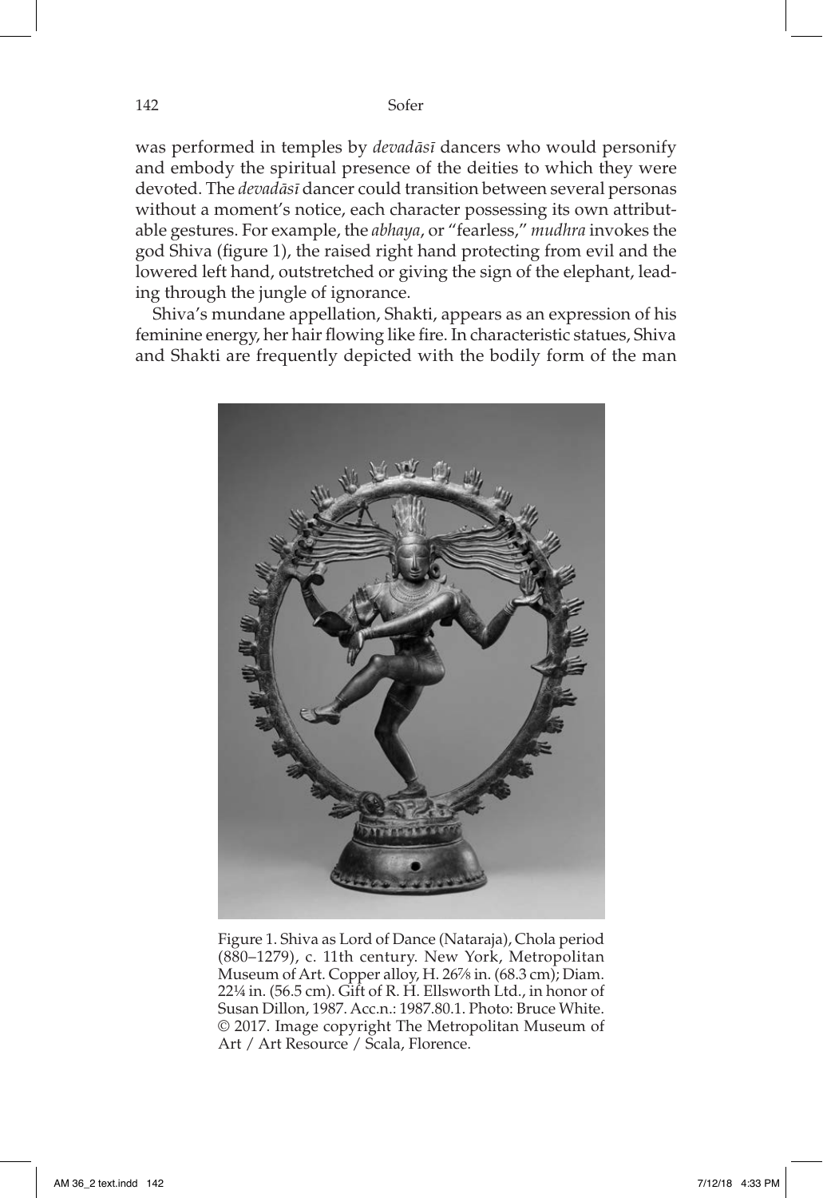was performed in temples by *devadāsī* dancers who would personify and embody the spiritual presence of the deities to which they were devoted. The *devadāsī* dancer could transition between several personas without a moment's notice, each character possessing its own attributable gestures. For example, the *abhaya*, or "fearless," *mudhra* invokes the god Shiva (figure 1), the raised right hand protecting from evil and the lowered left hand, outstretched or giving the sign of the elephant, leading through the jungle of ignorance.

Shiva's mundane appellation, Shakti, appears as an expression of his feminine energy, her hair flowing like fire. In characteristic statues, Shiva and Shakti are frequently depicted with the bodily form of the man

Figure 1. Shiva as Lord of Dance (Nataraja), Chola period (880–1279), c. 11th century. New York, Metropolitan Museum of Art. Copper alloy, H. 26⅞ in. (68.3 cm); Diam. 22¼ in. (56.5 cm). Gift of R. H. Ellsworth Ltd., in honor of Susan Dillon, 1987. Acc.n.: 1987.80.1. Photo: Bruce White. © 2017. Image copyright The Metropolitan Museum of Art / Art Resource / Scala, Florence.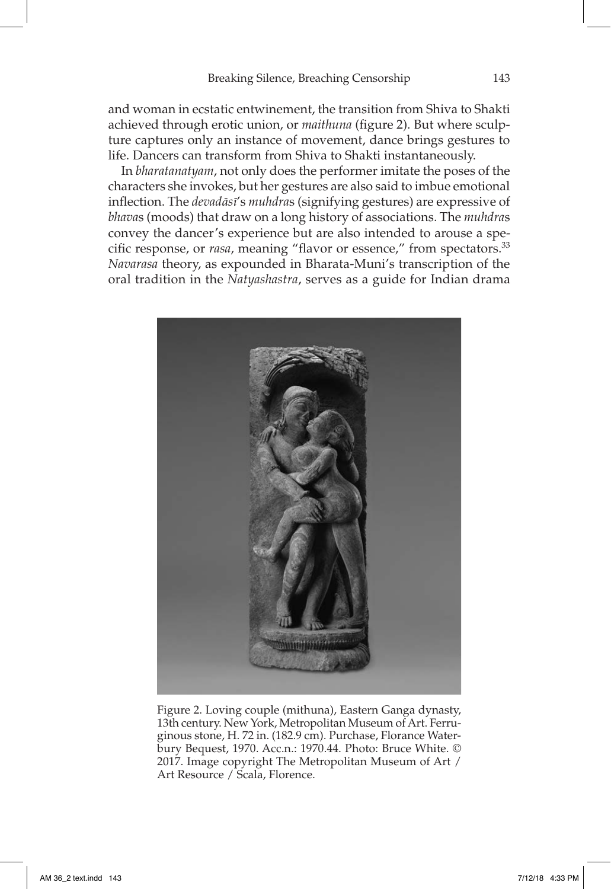and woman in ecstatic entwinement, the transition from Shiva to Shakti achieved through erotic union, or *maithuna* (figure 2). But where sculpture captures only an instance of movement, dance brings gestures to life. Dancers can transform from Shiva to Shakti instantaneously.

In *bharatanatyam*, not only does the performer imitate the poses of the characters she invokes, but her gestures are also said to imbue emotional inflection. The *devadāsī*'s *muhdra*s (signifying gestures) are expressive of *bhava*s (moods) that draw on a long history of associations. The *muhdra*s convey the dancer's experience but are also intended to arouse a specific response, or *rasa*, meaning "flavor or essence," from spectators.[33] *Navarasa* theory, as expounded in Bharata-Muni's transcription of the oral tradition in the *Natyashastra*, serves as a guide for Indian drama

Figure 2. Loving couple (mithuna), Eastern Ganga dynasty, 13th century. New York, Metropolitan Museum of Art. Ferruginous stone, H. 72 in. (182.9 cm). Purchase, Florance Waterbury Bequest, 1970. Acc.n.: 1970.44. Photo: Bruce White. © 2017. Image copyright The Metropolitan Museum of Art / Art Resource / Scala, Florence.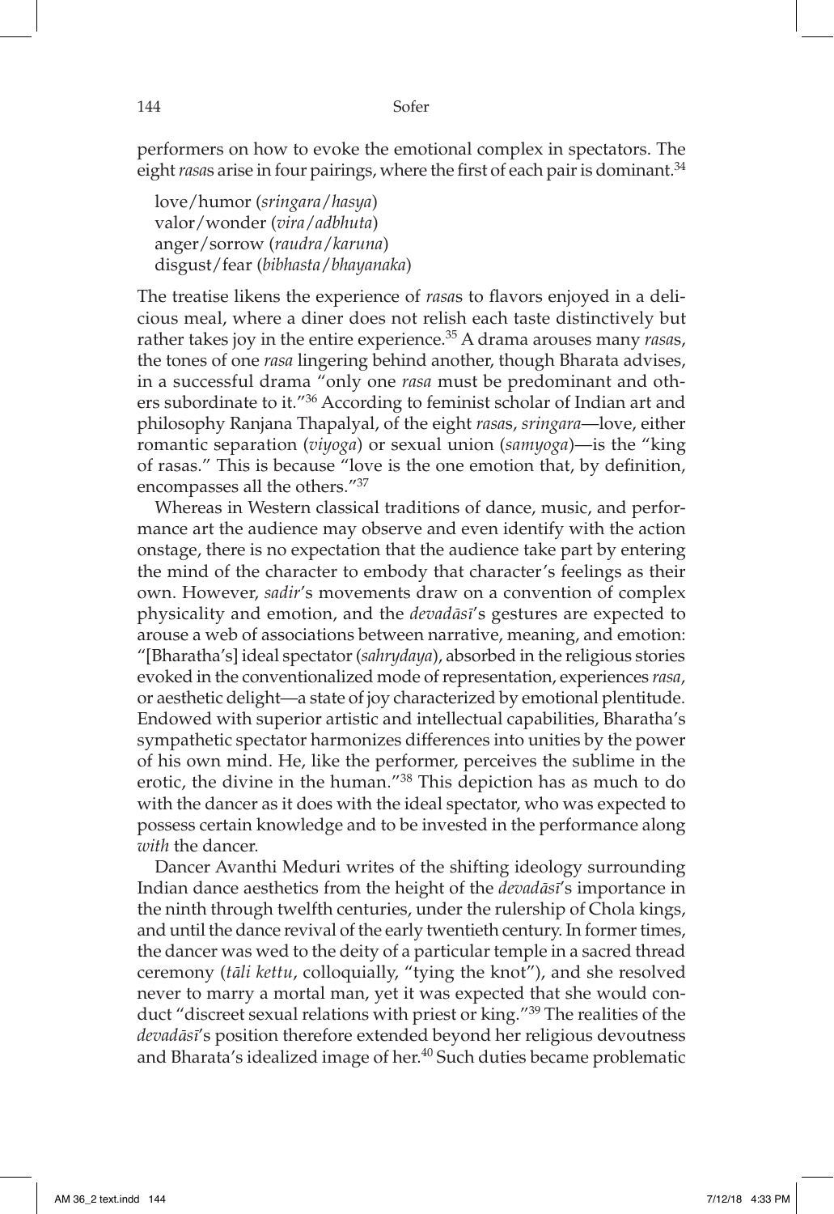performers on how to evoke the emotional complex in spectators. The eight *rasa*s arise in four pairings, where the first of each pair is dominant.[34]

love/humor (*sringara*/*hasya*)
valor/wonder (*vira*/*adbhuta*)
anger/sorrow (*raudra*/*karuna*)
disgust/fear (*bibhasta*/*bhayanaka*)

The treatise likens the experience of *rasa*s to flavors enjoyed in a delicious meal, where a diner does not relish each taste distinctively but rather takes joy in the entire experience.[35] A drama arouses many *rasa*s, the tones of one *rasa* lingering behind another, though Bharata advises, in a successful drama "only one *rasa* must be predominant and others subordinate to it."[36] According to feminist scholar of Indian art and philosophy Ranjana Thapalyal, of the eight *rasa*s, *sringara*—love, either romantic separation (*viyoga*) or sexual union (*samyoga*)—is the "king of rasas." This is because "love is the one emotion that, by definition, encompasses all the others."[37]

Whereas in Western classical traditions of dance, music, and performance art the audience may observe and even identify with the action onstage, there is no expectation that the audience take part by entering the mind of the character to embody that character's feelings as their own. However, *sadir*'s movements draw on a convention of complex physicality and emotion, and the *devadāsī*'s gestures are expected to arouse a web of associations between narrative, meaning, and emotion: "[Bharatha's] ideal spectator (*sahrydaya*), absorbed in the religious stories evoked in the conventionalized mode of representation, experiences *rasa*, or aesthetic delight—a state of joy characterized by emotional plentitude. Endowed with superior artistic and intellectual capabilities, Bharatha's sympathetic spectator harmonizes differences into unities by the power of his own mind. He, like the performer, perceives the sublime in the erotic, the divine in the human."[38] This depiction has as much to do with the dancer as it does with the ideal spectator, who was expected to possess certain knowledge and to be invested in the performance along *with* the dancer.

Dancer Avanthi Meduri writes of the shifting ideology surrounding Indian dance aesthetics from the height of the *devadāsī*'s importance in the ninth through twelfth centuries, under the rulership of Chola kings, and until the dance revival of the early twentieth century. In former times, the dancer was wed to the deity of a particular temple in a sacred thread ceremony (*tāli kettu*, colloquially, "tying the knot"), and she resolved never to marry a mortal man, yet it was expected that she would conduct "discreet sexual relations with priest or king."[39] The realities of the *devadāsī*'s position therefore extended beyond her religious devoutness and Bharata's idealized image of her.[40] Such duties became problematic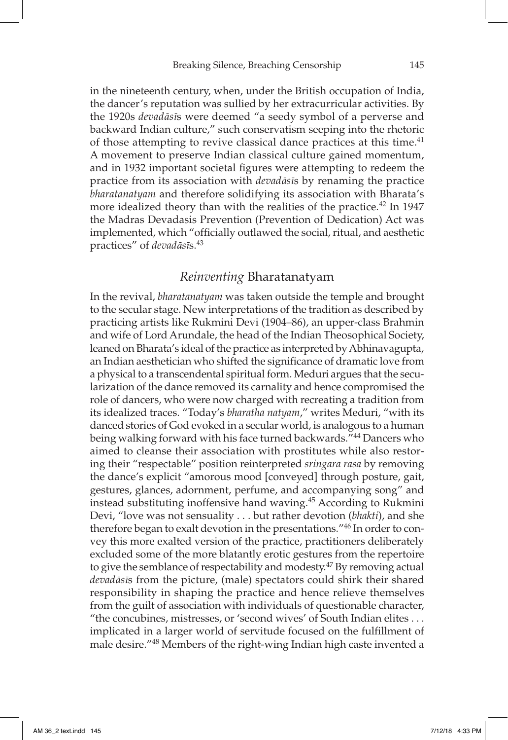in the nineteenth century, when, under the British occupation of India, the dancer's reputation was sullied by her extracurricular activities. By the 1920s *devadāsī*s were deemed "a seedy symbol of a perverse and backward Indian culture," such conservatism seeping into the rhetoric of those attempting to revive classical dance practices at this time.[41] A movement to preserve Indian classical culture gained momentum, and in 1932 important societal figures were attempting to redeem the practice from its association with *devadāsī*s by renaming the practice *bharatanatyam* and therefore solidifying its association with Bharata's more idealized theory than with the realities of the practice.[42] In 1947 the Madras Devadasis Prevention (Prevention of Dedication) Act was implemented, which "officially outlawed the social, ritual, and aesthetic practices" of *devadāsī*s.[43]

## *Reinventing* Bharatanatyam

In the revival, *bharatanatyam* was taken outside the temple and brought to the secular stage. New interpretations of the tradition as described by practicing artists like Rukmini Devi (1904–86), an upper-class Brahmin and wife of Lord Arundale, the head of the Indian Theosophical Society, leaned on Bharata's ideal of the practice as interpreted by Abhinavagupta, an Indian aesthetician who shifted the significance of dramatic love from a physical to a transcendental spiritual form. Meduri argues that the secularization of the dance removed its carnality and hence compromised the role of dancers, who were now charged with recreating a tradition from its idealized traces. "Today's *bharatha natyam*," writes Meduri, "with its danced stories of God evoked in a secular world, is analogous to a human being walking forward with his face turned backwards."[44] Dancers who aimed to cleanse their association with prostitutes while also restoring their "respectable" position reinterpreted *sringara rasa* by removing the dance's explicit "amorous mood [conveyed] through posture, gait, gestures, glances, adornment, perfume, and accompanying song" and instead substituting inoffensive hand waving.[45] According to Rukmini Devi, "love was not sensuality . . . but rather devotion (*bhakti*), and she therefore began to exalt devotion in the presentations."[46] In order to convey this more exalted version of the practice, practitioners deliberately excluded some of the more blatantly erotic gestures from the repertoire to give the semblance of respectability and modesty.[47] By removing actual *devadāsī*s from the picture, (male) spectators could shirk their shared responsibility in shaping the practice and hence relieve themselves from the guilt of association with individuals of questionable character, "the concubines, mistresses, or 'second wives' of South Indian elites . . . implicated in a larger world of servitude focused on the fulfillment of male desire."[48] Members of the right-wing Indian high caste invented a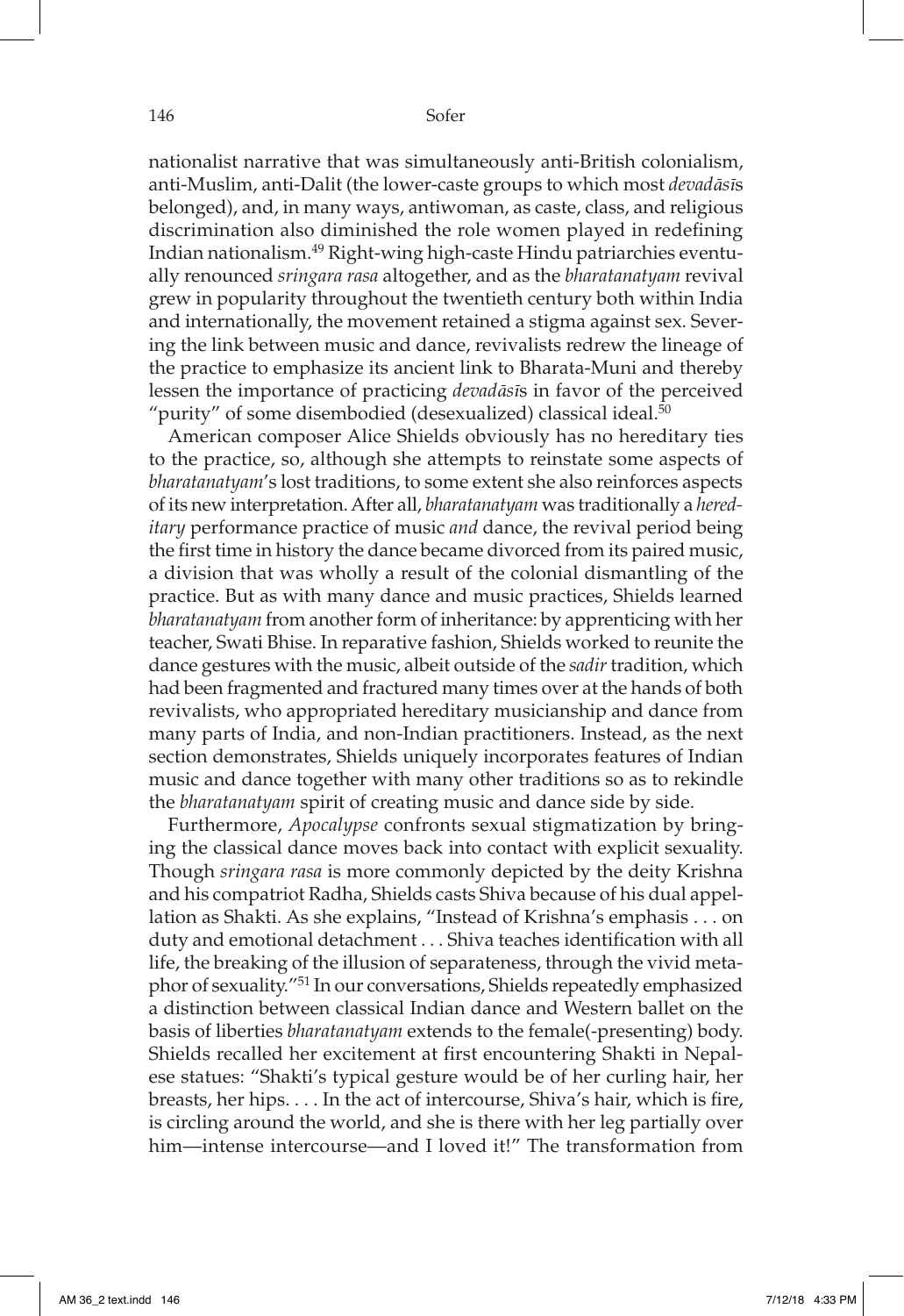nationalist narrative that was simultaneously anti-British colonialism, anti-Muslim, anti-Dalit (the lower-caste groups to which most *devadāsī*s belonged), and, in many ways, antiwoman, as caste, class, and religious discrimination also diminished the role women played in redefining Indian nationalism.[49] Right-wing high-caste Hindu patriarchies eventually renounced *sringara rasa* altogether, and as the *bharatanatyam* revival grew in popularity throughout the twentieth century both within India and internationally, the movement retained a stigma against sex. Severing the link between music and dance, revivalists redrew the lineage of the practice to emphasize its ancient link to Bharata-Muni and thereby lessen the importance of practicing *devadāsī*s in favor of the perceived "purity" of some disembodied (desexualized) classical ideal.[50]

American composer Alice Shields obviously has no hereditary ties to the practice, so, although she attempts to reinstate some aspects of *bharatanatyam*'s lost traditions, to some extent she also reinforces aspects of its new interpretation. After all, *bharatanatyam* was traditionally a *hereditary* performance practice of music *and* dance, the revival period being the first time in history the dance became divorced from its paired music, a division that was wholly a result of the colonial dismantling of the practice. But as with many dance and music practices, Shields learned *bharatanatyam* from another form of inheritance: by apprenticing with her teacher, Swati Bhise. In reparative fashion, Shields worked to reunite the dance gestures with the music, albeit outside of the *sadir* tradition, which had been fragmented and fractured many times over at the hands of both revivalists, who appropriated hereditary musicianship and dance from many parts of India, and non-Indian practitioners. Instead, as the next section demonstrates, Shields uniquely incorporates features of Indian music and dance together with many other traditions so as to rekindle the *bharatanatyam* spirit of creating music and dance side by side.

Furthermore, *Apocalypse* confronts sexual stigmatization by bringing the classical dance moves back into contact with explicit sexuality. Though *sringara rasa* is more commonly depicted by the deity Krishna and his compatriot Radha, Shields casts Shiva because of his dual appellation as Shakti. As she explains, "Instead of Krishna's emphasis . . . on duty and emotional detachment . . . Shiva teaches identification with all life, the breaking of the illusion of separateness, through the vivid metaphor of sexuality."[51] In our conversations, Shields repeatedly emphasized a distinction between classical Indian dance and Western ballet on the basis of liberties *bharatanatyam* extends to the female(-presenting) body. Shields recalled her excitement at first encountering Shakti in Nepalese statues: "Shakti's typical gesture would be of her curling hair, her breasts, her hips. . . . In the act of intercourse, Shiva's hair, which is fire, is circling around the world, and she is there with her leg partially over him—intense intercourse—and I loved it!" The transformation from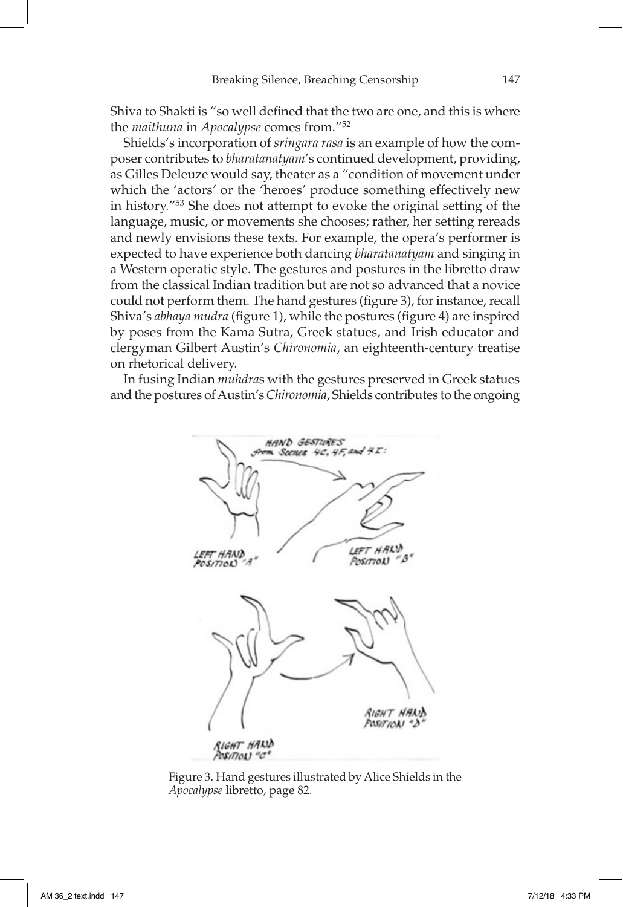Shiva to Shakti is "so well defined that the two are one, and this is where the *maithuna* in *Apocalypse* comes from."[52]

Shields's incorporation of *sringara rasa* is an example of how the composer contributes to *bharatanatyam*'s continued development, providing, as Gilles Deleuze would say, theater as a "condition of movement under which the 'actors' or the 'heroes' produce something effectively new in history."[53] She does not attempt to evoke the original setting of the language, music, or movements she chooses; rather, her setting rereads and newly envisions these texts. For example, the opera's performer is expected to have experience both dancing *bharatanatyam* and singing in a Western operatic style. The gestures and postures in the libretto draw from the classical Indian tradition but are not so advanced that a novice could not perform them. The hand gestures (figure 3), for instance, recall Shiva's *abhaya mudra* (figure 1), while the postures (figure 4) are inspired by poses from the Kama Sutra, Greek statues, and Irish educator and clergyman Gilbert Austin's *Chironomia*, an eighteenth-century treatise on rhetorical delivery.

In fusing Indian *muhdra*s with the gestures preserved in Greek statues and the postures of Austin's *Chironomia*, Shields contributes to the ongoing

Figure 3. Hand gestures illustrated by Alice Shields in the *Apocalypse* libretto, page 82.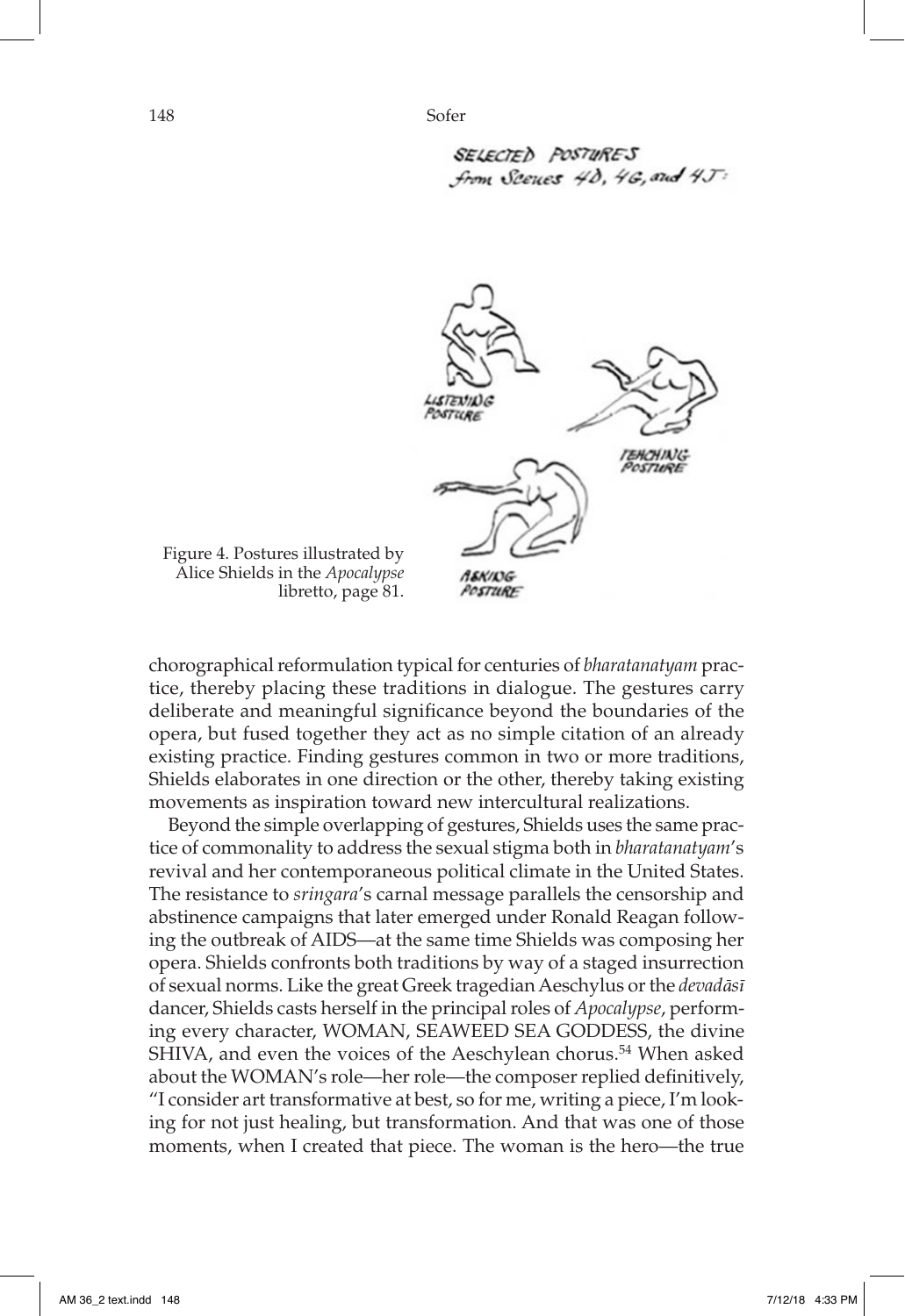Figure 4. Postures illustrated by Alice Shields in the *Apocalypse* libretto, page 81.

chorographical reformulation typical for centuries of *bharatanatyam* practice, thereby placing these traditions in dialogue. The gestures carry deliberate and meaningful significance beyond the boundaries of the opera, but fused together they act as no simple citation of an already existing practice. Finding gestures common in two or more traditions, Shields elaborates in one direction or the other, thereby taking existing movements as inspiration toward new intercultural realizations.

Beyond the simple overlapping of gestures, Shields uses the same practice of commonality to address the sexual stigma both in *bharatanatyam*'s revival and her contemporaneous political climate in the United States. The resistance to *sringara*'s carnal message parallels the censorship and abstinence campaigns that later emerged under Ronald Reagan following the outbreak of AIDS—at the same time Shields was composing her opera. Shields confronts both traditions by way of a staged insurrection of sexual norms. Like the great Greek tragedian Aeschylus or the *devadāsī* dancer, Shields casts herself in the principal roles of *Apocalypse*, performing every character, WOMAN, SEAWEED SEA GODDESS, the divine SHIVA, and even the voices of the Aeschylean chorus.[54] When asked about the WOMAN's role—her role—the composer replied definitively, "I consider art transformative at best, so for me, writing a piece, I'm looking for not just healing, but transformation. And that was one of those moments, when I created that piece. The woman is the hero—the true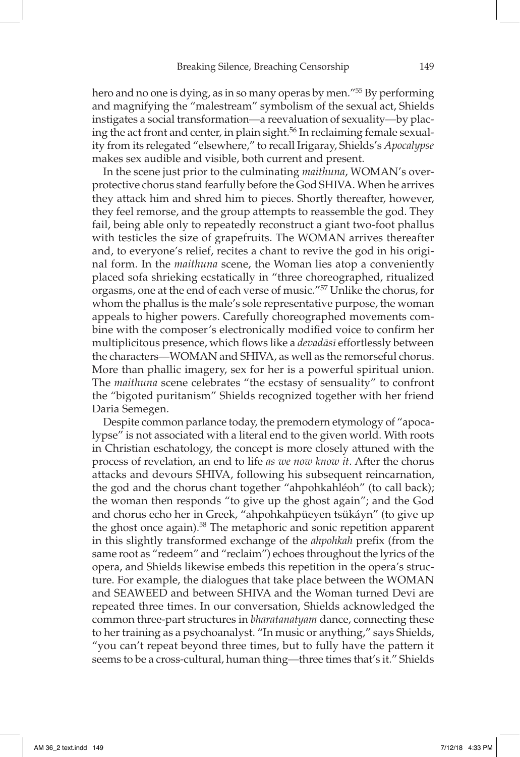hero and no one is dying, as in so many operas by men."[55] By performing and magnifying the "malestream" symbolism of the sexual act, Shields instigates a social transformation—a reevaluation of sexuality—by placing the act front and center, in plain sight.[56] In reclaiming female sexuality from its relegated "elsewhere," to recall Irigaray, Shields's *Apocalypse* makes sex audible and visible, both current and present.

In the scene just prior to the culminating *maithuna*, WOMAN's overprotective chorus stand fearfully before the God SHIVA. When he arrives they attack him and shred him to pieces. Shortly thereafter, however, they feel remorse, and the group attempts to reassemble the god. They fail, being able only to repeatedly reconstruct a giant two-foot phallus with testicles the size of grapefruits. The WOMAN arrives thereafter and, to everyone's relief, recites a chant to revive the god in his original form. In the *maithuna* scene, the Woman lies atop a conveniently placed sofa shrieking ecstatically in "three choreographed, ritualized orgasms, one at the end of each verse of music."[57] Unlike the chorus, for whom the phallus is the male's sole representative purpose, the woman appeals to higher powers. Carefully choreographed movements combine with the composer's electronically modified voice to confirm her multiplicitous presence, which flows like a *devadāsī* effortlessly between the characters—WOMAN and SHIVA, as well as the remorseful chorus. More than phallic imagery, sex for her is a powerful spiritual union. The *maithuna* scene celebrates "the ecstasy of sensuality" to confront the "bigoted puritanism" Shields recognized together with her friend Daria Semegen.

Despite common parlance today, the premodern etymology of "apocalypse" is not associated with a literal end to the given world. With roots in Christian eschatology, the concept is more closely attuned with the process of revelation, an end to life *as we now know it*. After the chorus attacks and devours SHIVA, following his subsequent reincarnation, the god and the chorus chant together "ahpohkahléoh" (to call back); the woman then responds "to give up the ghost again"; and the God and chorus echo her in Greek, "ahpohkahpüeyen tsükáyn" (to give up the ghost once again).[58] The metaphoric and sonic repetition apparent in this slightly transformed exchange of the *ahpohkah* prefix (from the same root as "redeem" and "reclaim") echoes throughout the lyrics of the opera, and Shields likewise embeds this repetition in the opera's structure. For example, the dialogues that take place between the WOMAN and SEAWEED and between SHIVA and the Woman turned Devi are repeated three times. In our conversation, Shields acknowledged the common three-part structures in *bharatanatyam* dance, connecting these to her training as a psychoanalyst. "In music or anything," says Shields, "you can't repeat beyond three times, but to fully have the pattern it seems to be a cross-cultural, human thing—three times that's it." Shields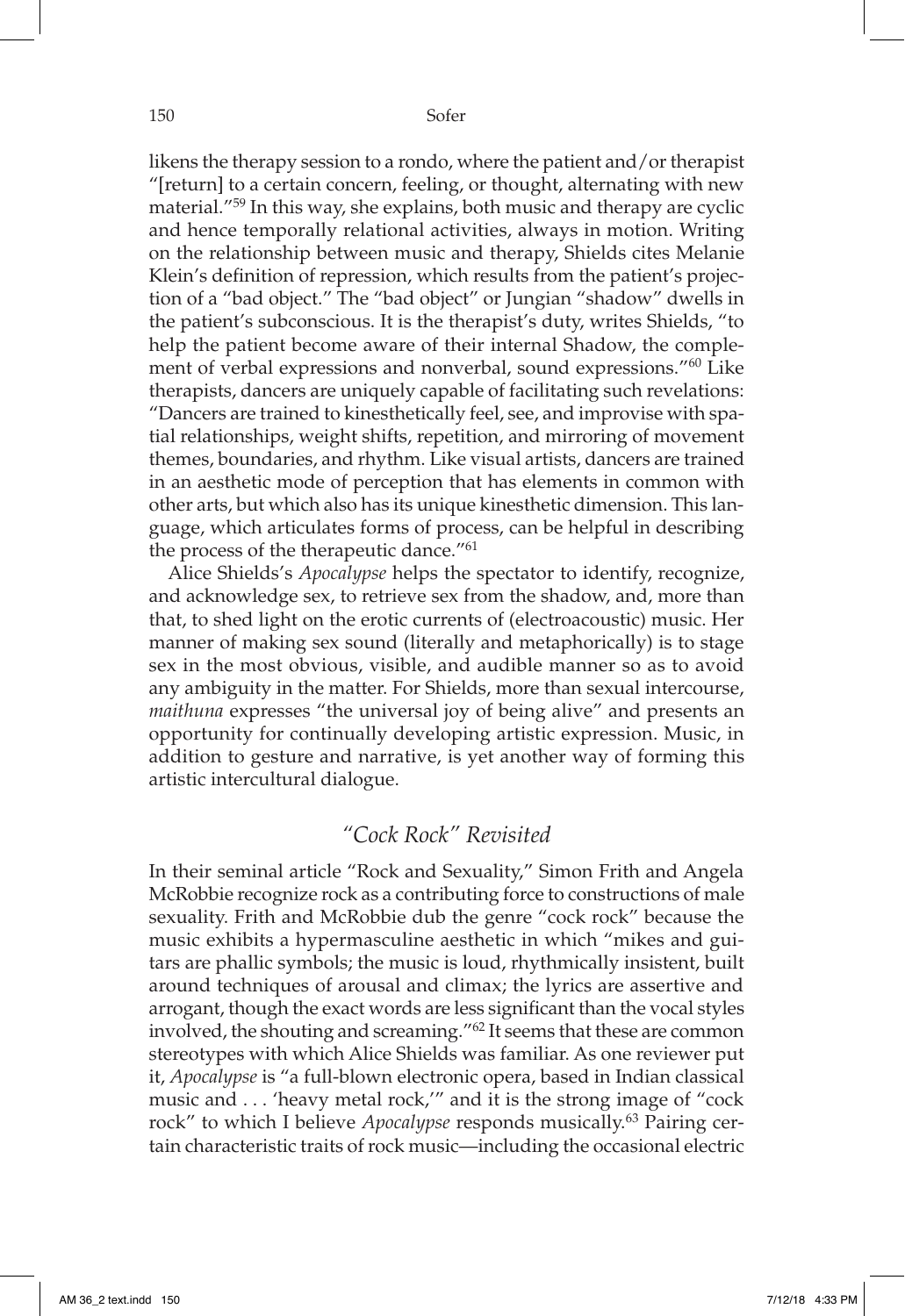likens the therapy session to a rondo, where the patient and/or therapist "[return] to a certain concern, feeling, or thought, alternating with new material."[59] In this way, she explains, both music and therapy are cyclic and hence temporally relational activities, always in motion. Writing on the relationship between music and therapy, Shields cites Melanie Klein's definition of repression, which results from the patient's projection of a "bad object." The "bad object" or Jungian "shadow" dwells in the patient's subconscious. It is the therapist's duty, writes Shields, "to help the patient become aware of their internal Shadow, the complement of verbal expressions and nonverbal, sound expressions."[60] Like therapists, dancers are uniquely capable of facilitating such revelations: "Dancers are trained to kinesthetically feel, see, and improvise with spatial relationships, weight shifts, repetition, and mirroring of movement themes, boundaries, and rhythm. Like visual artists, dancers are trained in an aesthetic mode of perception that has elements in common with other arts, but which also has its unique kinesthetic dimension. This language, which articulates forms of process, can be helpful in describing the process of the therapeutic dance."[61]

Alice Shields's *Apocalypse* helps the spectator to identify, recognize, and acknowledge sex, to retrieve sex from the shadow, and, more than that, to shed light on the erotic currents of (electroacoustic) music. Her manner of making sex sound (literally and metaphorically) is to stage sex in the most obvious, visible, and audible manner so as to avoid any ambiguity in the matter. For Shields, more than sexual intercourse, *maithuna* expresses "the universal joy of being alive" and presents an opportunity for continually developing artistic expression. Music, in addition to gesture and narrative, is yet another way of forming this artistic intercultural dialogue.

## *"Cock Rock" Revisited*

In their seminal article "Rock and Sexuality," Simon Frith and Angela McRobbie recognize rock as a contributing force to constructions of male sexuality. Frith and McRobbie dub the genre "cock rock" because the music exhibits a hypermasculine aesthetic in which "mikes and guitars are phallic symbols; the music is loud, rhythmically insistent, built around techniques of arousal and climax; the lyrics are assertive and arrogant, though the exact words are less significant than the vocal styles involved, the shouting and screaming."[62] It seems that these are common stereotypes with which Alice Shields was familiar. As one reviewer put it, *Apocalypse* is "a full-blown electronic opera, based in Indian classical music and . . . 'heavy metal rock,'" and it is the strong image of "cock rock" to which I believe *Apocalypse* responds musically.[63] Pairing certain characteristic traits of rock music—including the occasional electric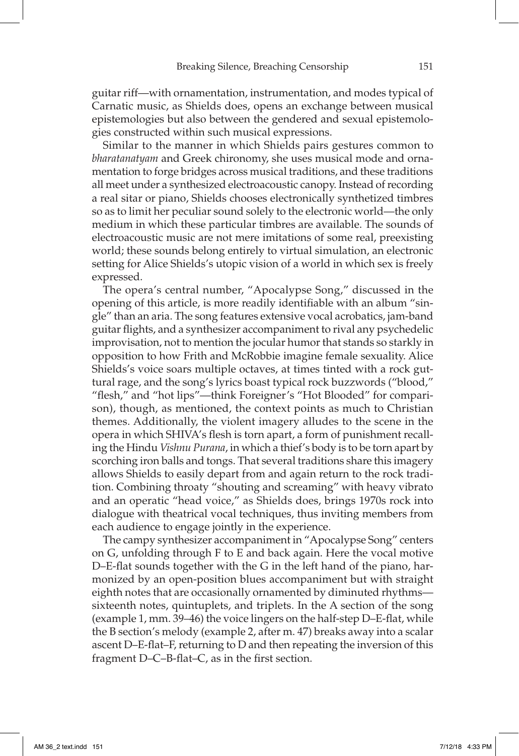guitar riff—with ornamentation, instrumentation, and modes typical of Carnatic music, as Shields does, opens an exchange between musical epistemologies but also between the gendered and sexual epistemologies constructed within such musical expressions.

Similar to the manner in which Shields pairs gestures common to *bharatanatyam* and Greek chironomy, she uses musical mode and ornamentation to forge bridges across musical traditions, and these traditions all meet under a synthesized electroacoustic canopy. Instead of recording a real sitar or piano, Shields chooses electronically synthetized timbres so as to limit her peculiar sound solely to the electronic world—the only medium in which these particular timbres are available. The sounds of electroacoustic music are not mere imitations of some real, preexisting world; these sounds belong entirely to virtual simulation, an electronic setting for Alice Shields's utopic vision of a world in which sex is freely expressed.

The opera's central number, "Apocalypse Song," discussed in the opening of this article, is more readily identifiable with an album "single" than an aria. The song features extensive vocal acrobatics, jam-band guitar flights, and a synthesizer accompaniment to rival any psychedelic improvisation, not to mention the jocular humor that stands so starkly in opposition to how Frith and McRobbie imagine female sexuality. Alice Shields's voice soars multiple octaves, at times tinted with a rock guttural rage, and the song's lyrics boast typical rock buzzwords ("blood," "flesh," and "hot lips"—think Foreigner's "Hot Blooded" for comparison), though, as mentioned, the context points as much to Christian themes. Additionally, the violent imagery alludes to the scene in the opera in which SHIVA's flesh is torn apart, a form of punishment recalling the Hindu *Vishnu Purana*, in which a thief's body is to be torn apart by scorching iron balls and tongs. That several traditions share this imagery allows Shields to easily depart from and again return to the rock tradition. Combining throaty "shouting and screaming" with heavy vibrato and an operatic "head voice," as Shields does, brings 1970s rock into dialogue with theatrical vocal techniques, thus inviting members from each audience to engage jointly in the experience.

The campy synthesizer accompaniment in "Apocalypse Song" centers on G, unfolding through F to E and back again. Here the vocal motive D–E-flat sounds together with the G in the left hand of the piano, harmonized by an open-position blues accompaniment but with straight eighth notes that are occasionally ornamented by diminuted rhythms—sixteenth notes, quintuplets, and triplets. In the A section of the song (example 1, mm. 39–46) the voice lingers on the half-step D–E-flat, while the B section's melody (example 2, after m. 47) breaks away into a scalar ascent D–E-flat–F, returning to D and then repeating the inversion of this fragment D–C–B-flat–C, as in the first section.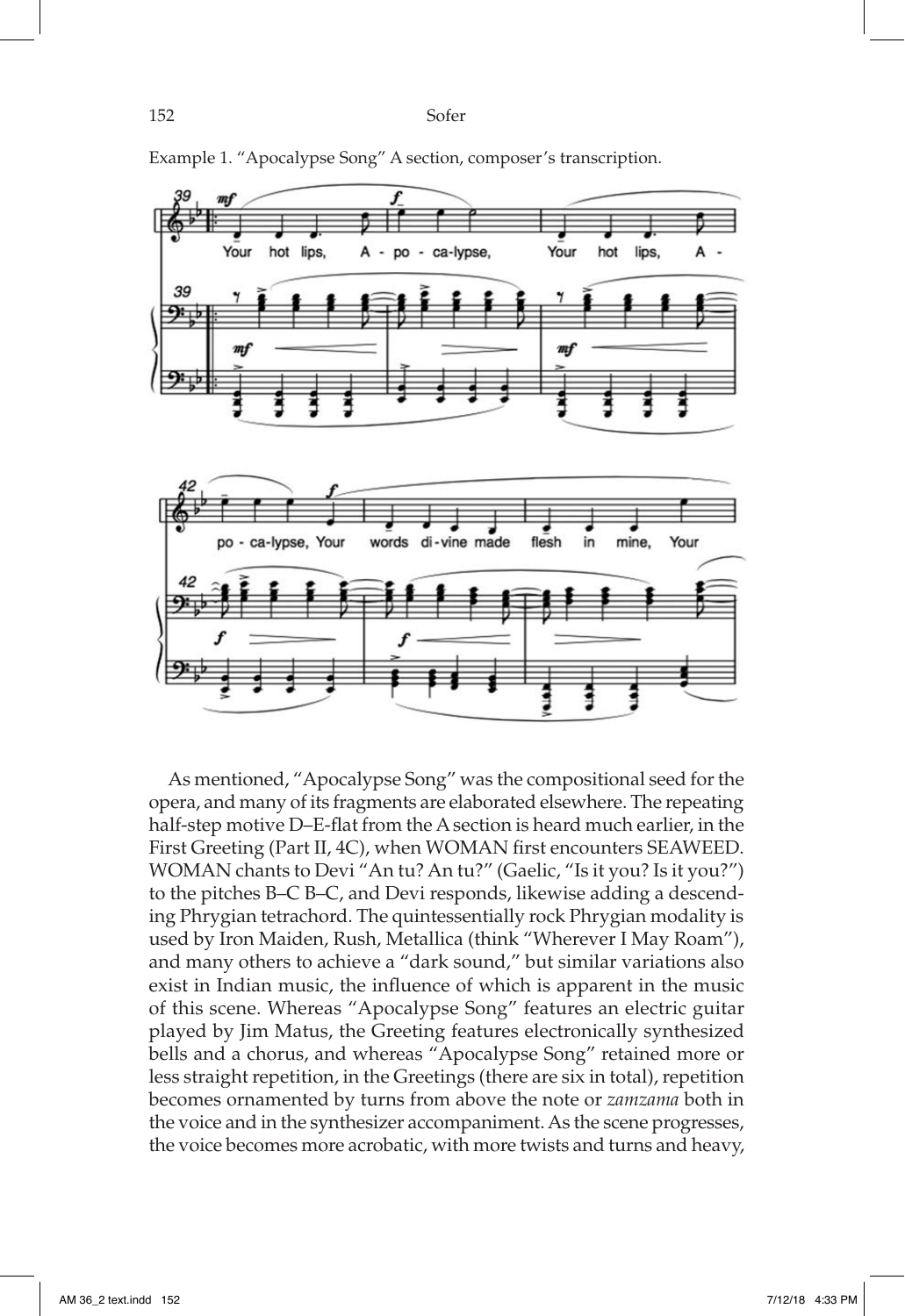Example 1. "Apocalypse Song" A section, composer's transcription.

As mentioned, "Apocalypse Song" was the compositional seed for the opera, and many of its fragments are elaborated elsewhere. The repeating half-step motive D–E-flat from the A section is heard much earlier, in the First Greeting (Part II, 4C), when WOMAN first encounters SEAWEED. WOMAN chants to Devi "An tu? An tu?" (Gaelic, "Is it you? Is it you?") to the pitches B–C B–C, and Devi responds, likewise adding a descending Phrygian tetrachord. The quintessentially rock Phrygian modality is used by Iron Maiden, Rush, Metallica (think "Wherever I May Roam"), and many others to achieve a "dark sound," but similar variations also exist in Indian music, the influence of which is apparent in the music of this scene. Whereas "Apocalypse Song" features an electric guitar played by Jim Matus, the Greeting features electronically synthesized bells and a chorus, and whereas "Apocalypse Song" retained more or less straight repetition, in the Greetings (there are six in total), repetition becomes ornamented by turns from above the note or *zamzama* both in the voice and in the synthesizer accompaniment. As the scene progresses, the voice becomes more acrobatic, with more twists and turns and heavy,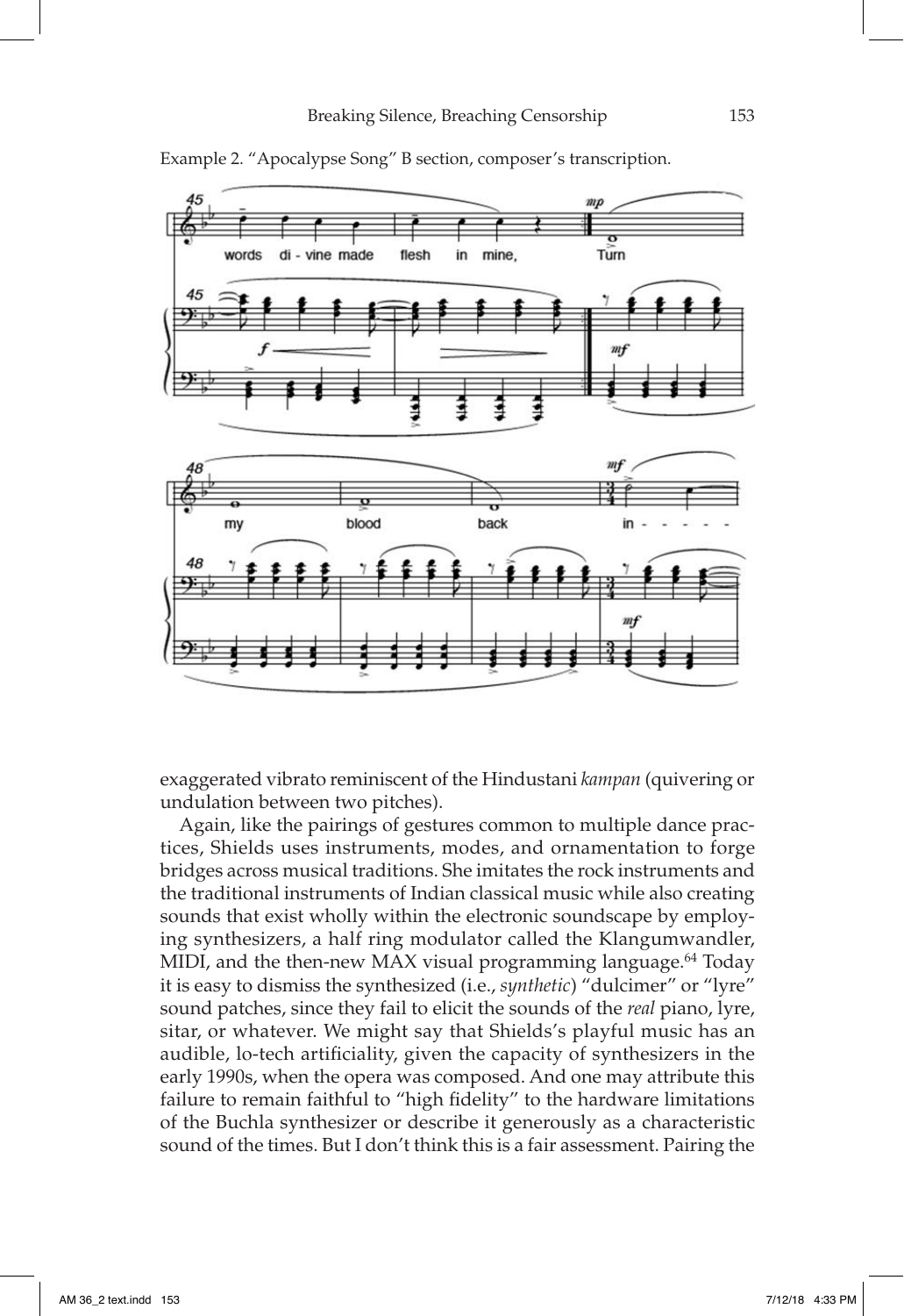Example 2. "Apocalypse Song" B section, composer's transcription.

exaggerated vibrato reminiscent of the Hindustani *kampan* (quivering or undulation between two pitches).

Again, like the pairings of gestures common to multiple dance practices, Shields uses instruments, modes, and ornamentation to forge bridges across musical traditions. She imitates the rock instruments and the traditional instruments of Indian classical music while also creating sounds that exist wholly within the electronic soundscape by employing synthesizers, a half ring modulator called the Klangumwandler, MIDI, and the then-new MAX visual programming language.[64] Today it is easy to dismiss the synthesized (i.e., *synthetic*) "dulcimer" or "lyre" sound patches, since they fail to elicit the sounds of the *real* piano, lyre, sitar, or whatever. We might say that Shields's playful music has an audible, lo-tech artificiality, given the capacity of synthesizers in the early 1990s, when the opera was composed. And one may attribute this failure to remain faithful to "high fidelity" to the hardware limitations of the Buchla synthesizer or describe it generously as a characteristic sound of the times. But I don't think this is a fair assessment. Pairing the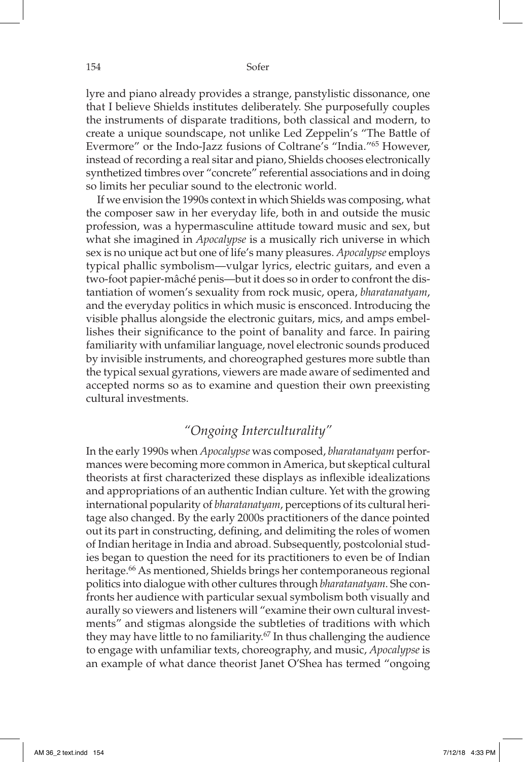lyre and piano already provides a strange, panstylistic dissonance, one that I believe Shields institutes deliberately. She purposefully couples the instruments of disparate traditions, both classical and modern, to create a unique soundscape, not unlike Led Zeppelin's "The Battle of Evermore" or the Indo-Jazz fusions of Coltrane's "India."[65] However, instead of recording a real sitar and piano, Shields chooses electronically synthetized timbres over "concrete" referential associations and in doing so limits her peculiar sound to the electronic world.

If we envision the 1990s context in which Shields was composing, what the composer saw in her everyday life, both in and outside the music profession, was a hypermasculine attitude toward music and sex, but what she imagined in *Apocalypse* is a musically rich universe in which sex is no unique act but one of life's many pleasures. *Apocalypse* employs typical phallic symbolism—vulgar lyrics, electric guitars, and even a two-foot papier-mâché penis—but it does so in order to confront the distantiation of women's sexuality from rock music, opera, *bharatanatyam*, and the everyday politics in which music is ensconced. Introducing the visible phallus alongside the electronic guitars, mics, and amps embellishes their significance to the point of banality and farce. In pairing familiarity with unfamiliar language, novel electronic sounds produced by invisible instruments, and choreographed gestures more subtle than the typical sexual gyrations, viewers are made aware of sedimented and accepted norms so as to examine and question their own preexisting cultural investments.

## *"Ongoing Interculturality"*

In the early 1990s when *Apocalypse* was composed, *bharatanatyam* performances were becoming more common in America, but skeptical cultural theorists at first characterized these displays as inflexible idealizations and appropriations of an authentic Indian culture. Yet with the growing international popularity of *bharatanatyam*, perceptions of its cultural heritage also changed. By the early 2000s practitioners of the dance pointed out its part in constructing, defining, and delimiting the roles of women of Indian heritage in India and abroad. Subsequently, postcolonial studies began to question the need for its practitioners to even be of Indian heritage.[66] As mentioned, Shields brings her contemporaneous regional politics into dialogue with other cultures through *bharatanatyam*. She confronts her audience with particular sexual symbolism both visually and aurally so viewers and listeners will "examine their own cultural investments" and stigmas alongside the subtleties of traditions with which they may have little to no familiarity.[67] In thus challenging the audience to engage with unfamiliar texts, choreography, and music, *Apocalypse* is an example of what dance theorist Janet O'Shea has termed "ongoing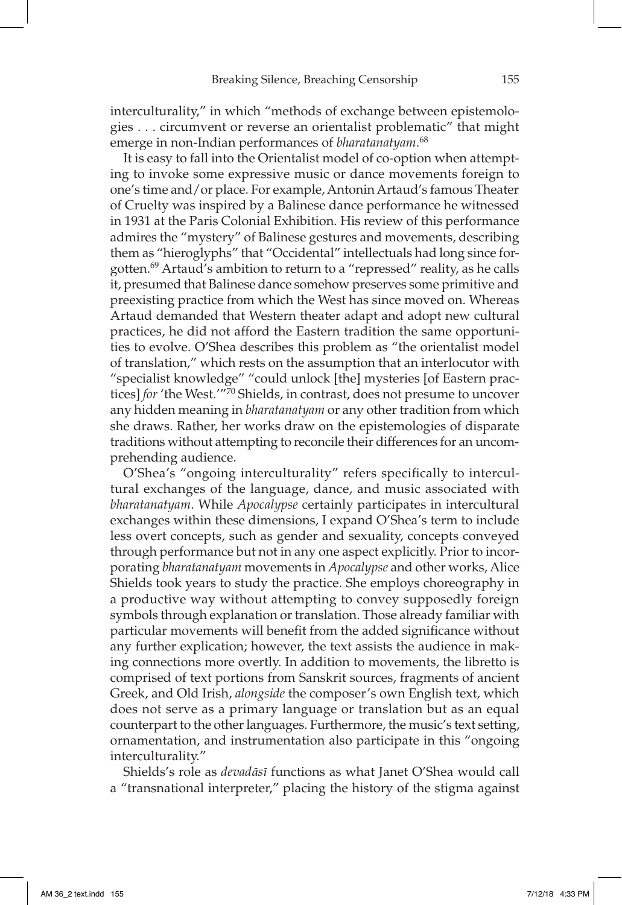interculturality," in which "methods of exchange between epistemologies . . . circumvent or reverse an orientalist problematic" that might emerge in non-Indian performances of *bharatanatyam*.[68]

It is easy to fall into the Orientalist model of co-option when attempting to invoke some expressive music or dance movements foreign to one's time and/or place. For example, Antonin Artaud's famous Theater of Cruelty was inspired by a Balinese dance performance he witnessed in 1931 at the Paris Colonial Exhibition. His review of this performance admires the "mystery" of Balinese gestures and movements, describing them as "hieroglyphs" that "Occidental" intellectuals had long since forgotten.[69] Artaud's ambition to return to a "repressed" reality, as he calls it, presumed that Balinese dance somehow preserves some primitive and preexisting practice from which the West has since moved on. Whereas Artaud demanded that Western theater adapt and adopt new cultural practices, he did not afford the Eastern tradition the same opportunities to evolve. O'Shea describes this problem as "the orientalist model of translation," which rests on the assumption that an interlocutor with "specialist knowledge" "could unlock [the] mysteries [of Eastern practices] *for* 'the West.'"[70] Shields, in contrast, does not presume to uncover any hidden meaning in *bharatanatyam* or any other tradition from which she draws. Rather, her works draw on the epistemologies of disparate traditions without attempting to reconcile their differences for an uncomprehending audience.

O'Shea's "ongoing interculturality" refers specifically to intercultural exchanges of the language, dance, and music associated with *bharatanatyam*. While *Apocalypse* certainly participates in intercultural exchanges within these dimensions, I expand O'Shea's term to include less overt concepts, such as gender and sexuality, concepts conveyed through performance but not in any one aspect explicitly. Prior to incorporating *bharatanatyam* movements in *Apocalypse* and other works, Alice Shields took years to study the practice. She employs choreography in a productive way without attempting to convey supposedly foreign symbols through explanation or translation. Those already familiar with particular movements will benefit from the added significance without any further explication; however, the text assists the audience in making connections more overtly. In addition to movements, the libretto is comprised of text portions from Sanskrit sources, fragments of ancient Greek, and Old Irish, *alongside* the composer's own English text, which does not serve as a primary language or translation but as an equal counterpart to the other languages. Furthermore, the music's text setting, ornamentation, and instrumentation also participate in this "ongoing interculturality."

Shields's role as *devadāsī* functions as what Janet O'Shea would call a "transnational interpreter," placing the history of the stigma against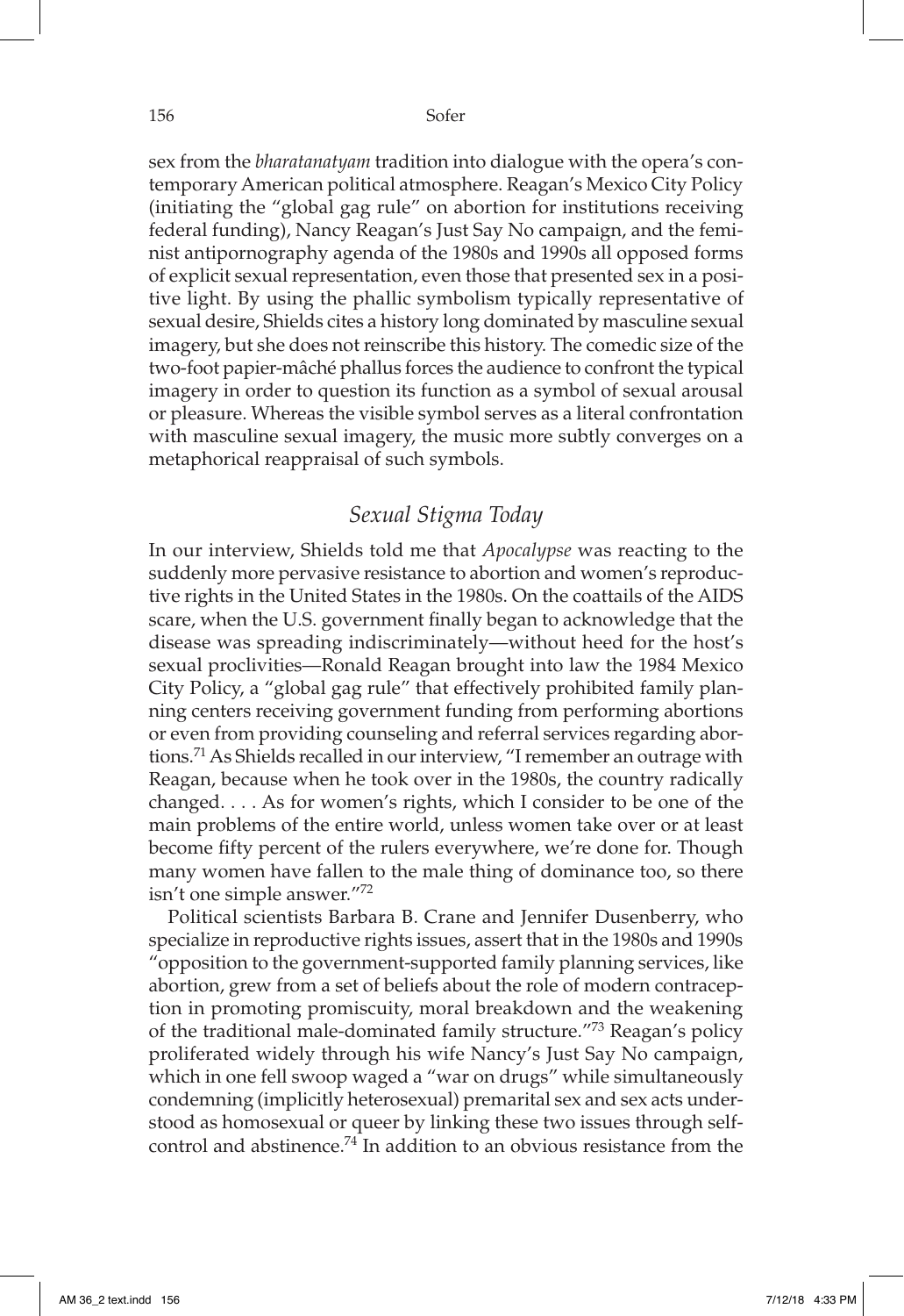sex from the *bharatanatyam* tradition into dialogue with the opera's contemporary American political atmosphere. Reagan's Mexico City Policy (initiating the "global gag rule" on abortion for institutions receiving federal funding), Nancy Reagan's Just Say No campaign, and the feminist antipornography agenda of the 1980s and 1990s all opposed forms of explicit sexual representation, even those that presented sex in a positive light. By using the phallic symbolism typically representative of sexual desire, Shields cites a history long dominated by masculine sexual imagery, but she does not reinscribe this history. The comedic size of the two-foot papier-mâché phallus forces the audience to confront the typical imagery in order to question its function as a symbol of sexual arousal or pleasure. Whereas the visible symbol serves as a literal confrontation with masculine sexual imagery, the music more subtly converges on a metaphorical reappraisal of such symbols.

## *Sexual Stigma Today*

In our interview, Shields told me that *Apocalypse* was reacting to the suddenly more pervasive resistance to abortion and women's reproductive rights in the United States in the 1980s. On the coattails of the AIDS scare, when the U.S. government finally began to acknowledge that the disease was spreading indiscriminately—without heed for the host's sexual proclivities—Ronald Reagan brought into law the 1984 Mexico City Policy, a "global gag rule" that effectively prohibited family planning centers receiving government funding from performing abortions or even from providing counseling and referral services regarding abortions.[71] As Shields recalled in our interview, "I remember an outrage with Reagan, because when he took over in the 1980s, the country radically changed. . . . As for women's rights, which I consider to be one of the main problems of the entire world, unless women take over or at least become fifty percent of the rulers everywhere, we're done for. Though many women have fallen to the male thing of dominance too, so there isn't one simple answer."[72]

Political scientists Barbara B. Crane and Jennifer Dusenberry, who specialize in reproductive rights issues, assert that in the 1980s and 1990s "opposition to the government-supported family planning services, like abortion, grew from a set of beliefs about the role of modern contraception in promoting promiscuity, moral breakdown and the weakening of the traditional male-dominated family structure."[73] Reagan's policy proliferated widely through his wife Nancy's Just Say No campaign, which in one fell swoop waged a "war on drugs" while simultaneously condemning (implicitly heterosexual) premarital sex and sex acts understood as homosexual or queer by linking these two issues through self-control and abstinence.[74] In addition to an obvious resistance from the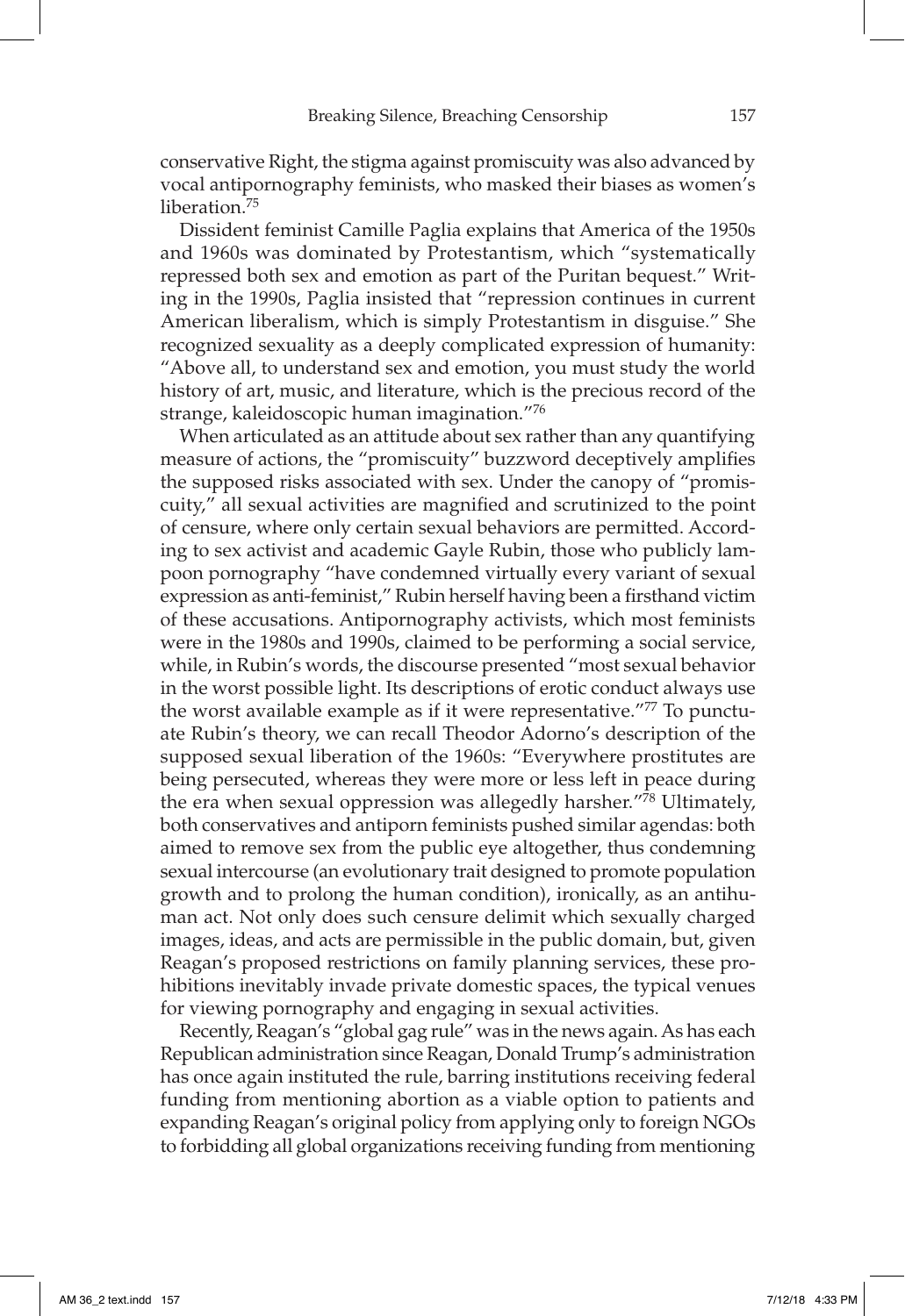conservative Right, the stigma against promiscuity was also advanced by vocal antipornography feminists, who masked their biases as women's liberation.[75]

Dissident feminist Camille Paglia explains that America of the 1950s and 1960s was dominated by Protestantism, which "systematically repressed both sex and emotion as part of the Puritan bequest." Writing in the 1990s, Paglia insisted that "repression continues in current American liberalism, which is simply Protestantism in disguise." She recognized sexuality as a deeply complicated expression of humanity: "Above all, to understand sex and emotion, you must study the world history of art, music, and literature, which is the precious record of the strange, kaleidoscopic human imagination."[76]

When articulated as an attitude about sex rather than any quantifying measure of actions, the "promiscuity" buzzword deceptively amplifies the supposed risks associated with sex. Under the canopy of "promiscuity," all sexual activities are magnified and scrutinized to the point of censure, where only certain sexual behaviors are permitted. According to sex activist and academic Gayle Rubin, those who publicly lampoon pornography "have condemned virtually every variant of sexual expression as anti-feminist," Rubin herself having been a firsthand victim of these accusations. Antipornography activists, which most feminists were in the 1980s and 1990s, claimed to be performing a social service, while, in Rubin's words, the discourse presented "most sexual behavior in the worst possible light. Its descriptions of erotic conduct always use the worst available example as if it were representative."[77] To punctuate Rubin's theory, we can recall Theodor Adorno's description of the supposed sexual liberation of the 1960s: "Everywhere prostitutes are being persecuted, whereas they were more or less left in peace during the era when sexual oppression was allegedly harsher."[78] Ultimately, both conservatives and antiporn feminists pushed similar agendas: both aimed to remove sex from the public eye altogether, thus condemning sexual intercourse (an evolutionary trait designed to promote population growth and to prolong the human condition), ironically, as an antihuman act. Not only does such censure delimit which sexually charged images, ideas, and acts are permissible in the public domain, but, given Reagan's proposed restrictions on family planning services, these prohibitions inevitably invade private domestic spaces, the typical venues for viewing pornography and engaging in sexual activities.

Recently, Reagan's "global gag rule" was in the news again. As has each Republican administration since Reagan, Donald Trump's administration has once again instituted the rule, barring institutions receiving federal funding from mentioning abortion as a viable option to patients and expanding Reagan's original policy from applying only to foreign NGOs to forbidding all global organizations receiving funding from mentioning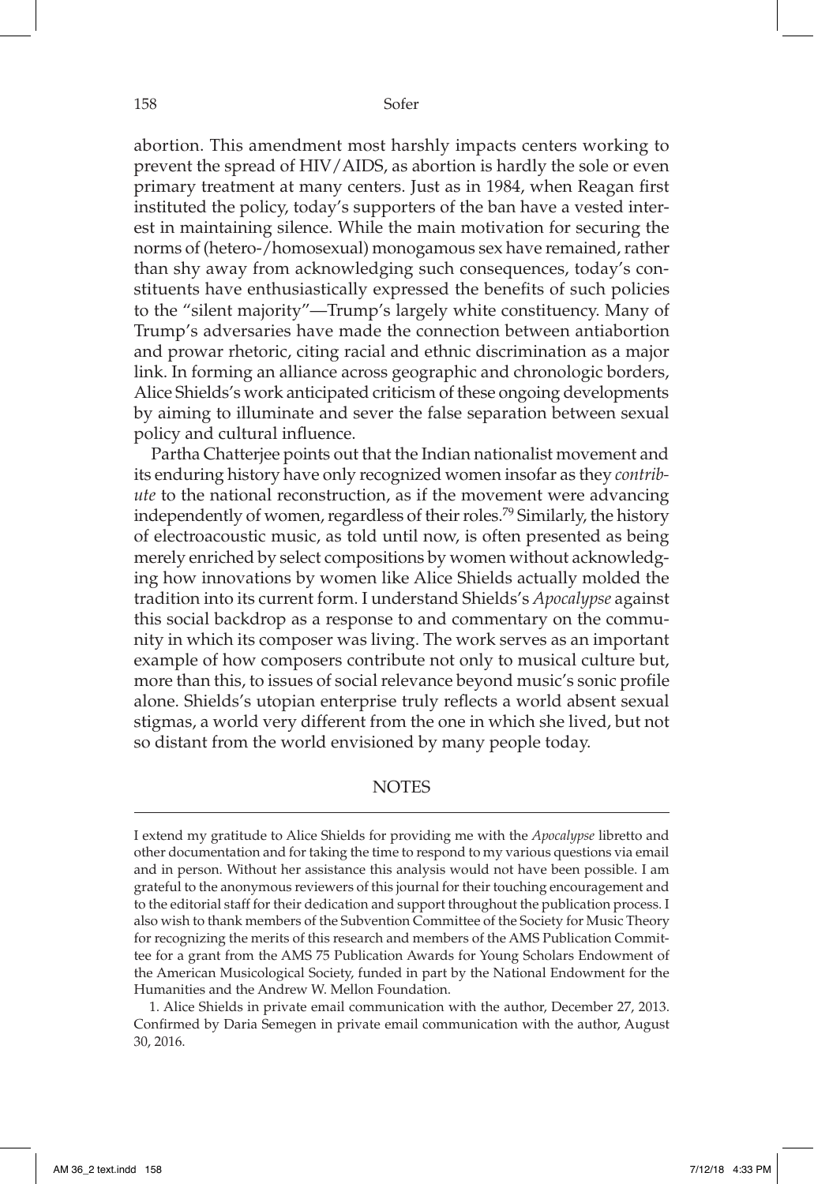abortion. This amendment most harshly impacts centers working to prevent the spread of HIV/AIDS, as abortion is hardly the sole or even primary treatment at many centers. Just as in 1984, when Reagan first instituted the policy, today's supporters of the ban have a vested interest in maintaining silence. While the main motivation for securing the norms of (hetero-/homosexual) monogamous sex have remained, rather than shy away from acknowledging such consequences, today's constituents have enthusiastically expressed the benefits of such policies to the "silent majority"—Trump's largely white constituency. Many of Trump's adversaries have made the connection between antiabortion and prowar rhetoric, citing racial and ethnic discrimination as a major link. In forming an alliance across geographic and chronologic borders, Alice Shields's work anticipated criticism of these ongoing developments by aiming to illuminate and sever the false separation between sexual policy and cultural influence.

Partha Chatterjee points out that the Indian nationalist movement and its enduring history have only recognized women insofar as they *contribute* to the national reconstruction, as if the movement were advancing independently of women, regardless of their roles.[79] Similarly, the history of electroacoustic music, as told until now, is often presented as being merely enriched by select compositions by women without acknowledging how innovations by women like Alice Shields actually molded the tradition into its current form. I understand Shields's *Apocalypse* against this social backdrop as a response to and commentary on the community in which its composer was living. The work serves as an important example of how composers contribute not only to musical culture but, more than this, to issues of social relevance beyond music's sonic profile alone. Shields's utopian enterprise truly reflects a world absent sexual stigmas, a world very different from the one in which she lived, but not so distant from the world envisioned by many people today.

## NOTES

I extend my gratitude to Alice Shields for providing me with the *Apocalypse* libretto and other documentation and for taking the time to respond to my various questions via email and in person. Without her assistance this analysis would not have been possible. I am grateful to the anonymous reviewers of this journal for their touching encouragement and to the editorial staff for their dedication and support throughout the publication process. I also wish to thank members of the Subvention Committee of the Society for Music Theory for recognizing the merits of this research and members of the AMS Publication Committee for a grant from the AMS 75 Publication Awards for Young Scholars Endowment of the American Musicological Society, funded in part by the National Endowment for the Humanities and the Andrew W. Mellon Foundation.

1. Alice Shields in private email communication with the author, December 27, 2013. Confirmed by Daria Semegen in private email communication with the author, August 30, 2016.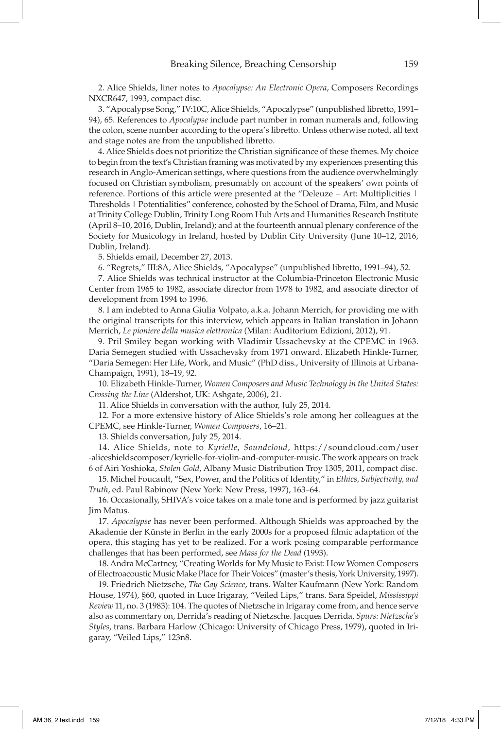2. Alice Shields, liner notes to *Apocalypse: An Electronic Opera*, Composers Recordings NXCR647, 1993, compact disc.

3. "Apocalypse Song," IV:10C, Alice Shields, "Apocalypse" (unpublished libretto, 1991–94), 65. References to *Apocalypse* include part number in roman numerals and, following the colon, scene number according to the opera's libretto. Unless otherwise noted, all text and stage notes are from the unpublished libretto.

4. Alice Shields does not prioritize the Christian significance of these themes. My choice to begin from the text's Christian framing was motivated by my experiences presenting this research in Anglo-American settings, where questions from the audience overwhelmingly focused on Christian symbolism, presumably on account of the speakers' own points of reference. Portions of this article were presented at the "Deleuze + Art: Multiplicities | Thresholds | Potentialities" conference, cohosted by the School of Drama, Film, and Music at Trinity College Dublin, Trinity Long Room Hub Arts and Humanities Research Institute (April 8–10, 2016, Dublin, Ireland); and at the fourteenth annual plenary conference of the Society for Musicology in Ireland, hosted by Dublin City University (June 10–12, 2016, Dublin, Ireland).

5. Shields email, December 27, 2013.

6. "Regrets," III:8A, Alice Shields, "Apocalypse" (unpublished libretto, 1991–94), 52.

7. Alice Shields was technical instructor at the Columbia-Princeton Electronic Music Center from 1965 to 1982, associate director from 1978 to 1982, and associate director of development from 1994 to 1996.

8. I am indebted to Anna Giulia Volpato, a.k.a. Johann Merrich, for providing me with the original transcripts for this interview, which appears in Italian translation in Johann Merrich, *Le pioniere della musica elettronica* (Milan: Auditorium Edizioni, 2012), 91.

9. Pril Smiley began working with Vladimir Ussachevsky at the CPEMC in 1963. Daria Semegen studied with Ussachevsky from 1971 onward. Elizabeth Hinkle-Turner, "Daria Semegen: Her Life, Work, and Music" (PhD diss., University of Illinois at Urbana-Champaign, 1991), 18–19, 92.

10. Elizabeth Hinkle-Turner, *Women Composers and Music Technology in the United States: Crossing the Line* (Aldershot, UK: Ashgate, 2006), 21.

11. Alice Shields in conversation with the author, July 25, 2014.

12. For a more extensive history of Alice Shields's role among her colleagues at the CPEMC, see Hinkle-Turner, *Women Composers*, 16–21.

13. Shields conversation, July 25, 2014.

14. Alice Shields, note to *Kyrielle*, *Soundcloud*, https://soundcloud.com/user-aliceshieldscomposer/kyrielle-for-violin-and-computer-music. The work appears on track 6 of Airi Yoshioka, *Stolen Gold*, Albany Music Distribution Troy 1305, 2011, compact disc.

15. Michel Foucault, "Sex, Power, and the Politics of Identity," in *Ethics, Subjectivity, and Truth*, ed. Paul Rabinow (New York: New Press, 1997), 163–64.

16. Occasionally, SHIVA's voice takes on a male tone and is performed by jazz guitarist Jim Matus.

17. *Apocalypse* has never been performed. Although Shields was approached by the Akademie der Künste in Berlin in the early 2000s for a proposed filmic adaptation of the opera, this staging has yet to be realized. For a work posing comparable performance challenges that has been performed, see *Mass for the Dead* (1993).

18. Andra McCartney, "Creating Worlds for My Music to Exist: How Women Composers of Electroacoustic Music Make Place for Their Voices" (master's thesis, York University, 1997).

19. Friedrich Nietzsche, *The Gay Science*, trans. Walter Kaufmann (New York: Random House, 1974), §60, quoted in Luce Irigaray, "Veiled Lips," trans. Sara Speidel, *Mississippi Review* 11, no. 3 (1983): 104. The quotes of Nietzsche in Irigaray come from, and hence serve also as commentary on, Derrida's reading of Nietzsche. Jacques Derrida, *Spurs: Nietzsche's Styles*, trans. Barbara Harlow (Chicago: University of Chicago Press, 1979), quoted in Irigaray, "Veiled Lips," 123n8.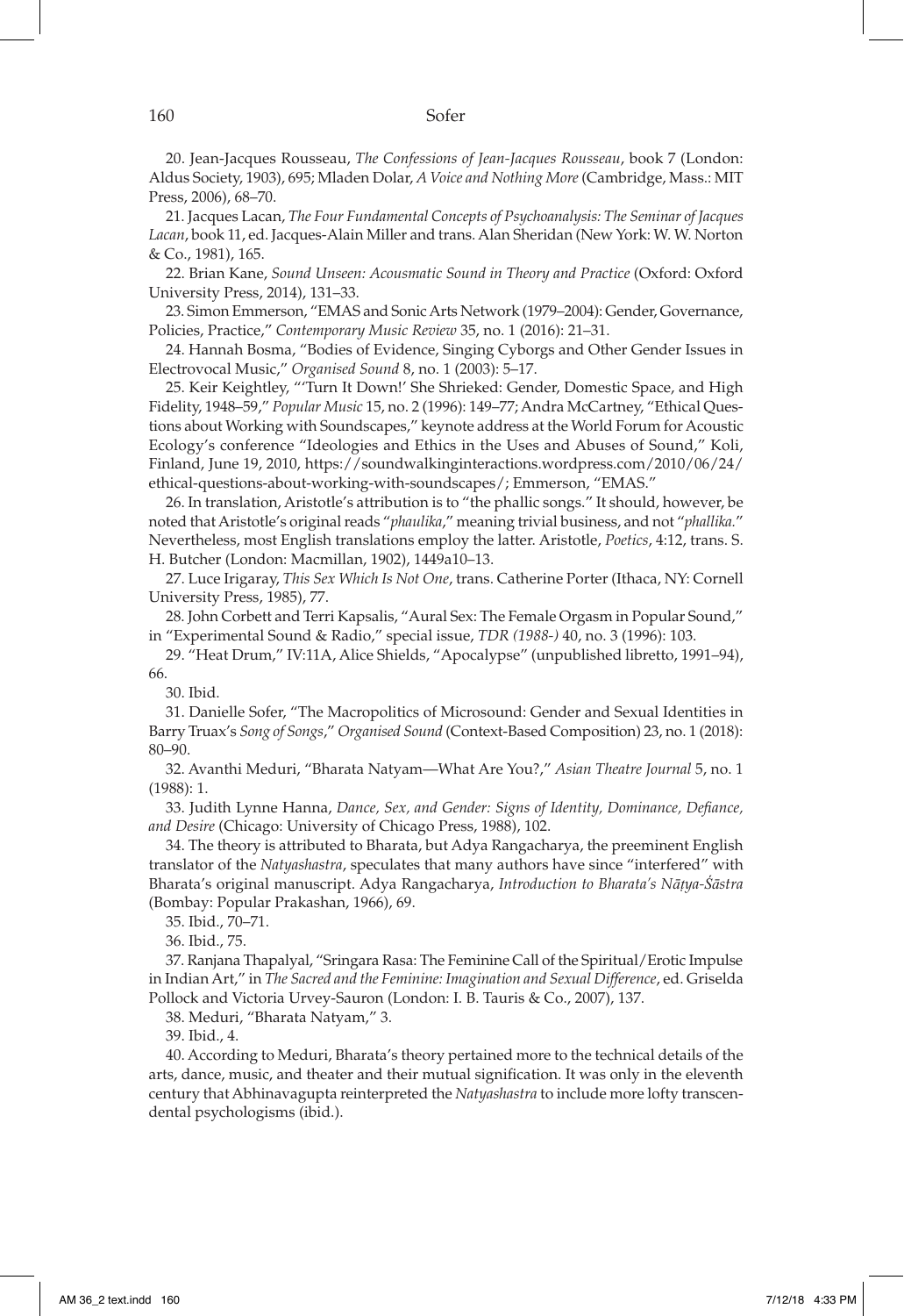20. Jean-Jacques Rousseau, *The Confessions of Jean-Jacques Rousseau*, book 7 (London: Aldus Society, 1903), 695; Mladen Dolar, *A Voice and Nothing More* (Cambridge, Mass.: MIT Press, 2006), 68–70.

21. Jacques Lacan, *The Four Fundamental Concepts of Psychoanalysis: The Seminar of Jacques Lacan*, book 11, ed. Jacques-Alain Miller and trans. Alan Sheridan (New York: W. W. Norton & Co., 1981), 165.

22. Brian Kane, *Sound Unseen: Acousmatic Sound in Theory and Practice* (Oxford: Oxford University Press, 2014), 131–33.

23. Simon Emmerson, "EMAS and Sonic Arts Network (1979–2004): Gender, Governance, Policies, Practice," *Contemporary Music Review* 35, no. 1 (2016): 21–31.

24. Hannah Bosma, "Bodies of Evidence, Singing Cyborgs and Other Gender Issues in Electrovocal Music," *Organised Sound* 8, no. 1 (2003): 5–17.

25. Keir Keightley, "'Turn It Down!' She Shrieked: Gender, Domestic Space, and High Fidelity, 1948–59," *Popular Music* 15, no. 2 (1996): 149–77; Andra McCartney, "Ethical Questions about Working with Soundscapes," keynote address at the World Forum for Acoustic Ecology's conference "Ideologies and Ethics in the Uses and Abuses of Sound," Koli, Finland, June 19, 2010, https://soundwalkinginteractions.wordpress.com/2010/06/24/ethical-questions-about-working-with-soundscapes/; Emmerson, "EMAS."

26. In translation, Aristotle's attribution is to "the phallic songs." It should, however, be noted that Aristotle's original reads "*phaulika*," meaning trivial business, and not "*phallika*." Nevertheless, most English translations employ the latter. Aristotle, *Poetics*, 4:12, trans. S. H. Butcher (London: Macmillan, 1902), 1449a10–13.

27. Luce Irigaray, *This Sex Which Is Not One*, trans. Catherine Porter (Ithaca, NY: Cornell University Press, 1985), 77.

28. John Corbett and Terri Kapsalis, "Aural Sex: The Female Orgasm in Popular Sound," in "Experimental Sound & Radio," special issue, *TDR (1988-)* 40, no. 3 (1996): 103.

29. "Heat Drum," IV:11A, Alice Shields, "Apocalypse" (unpublished libretto, 1991–94), 66.

30. Ibid.

31. Danielle Sofer, "The Macropolitics of Microsound: Gender and Sexual Identities in Barry Truax's *Song of Songs*," *Organised Sound* (Context-Based Composition) 23, no. 1 (2018): 80–90.

32. Avanthi Meduri, "Bharata Natyam—What Are You?," *Asian Theatre Journal* 5, no. 1 (1988): 1.

33. Judith Lynne Hanna, *Dance, Sex, and Gender: Signs of Identity, Dominance, Defiance, and Desire* (Chicago: University of Chicago Press, 1988), 102.

34. The theory is attributed to Bharata, but Adya Rangacharya, the preeminent English translator of the *Natyashastra*, speculates that many authors have since "interfered" with Bharata's original manuscript. Adya Rangacharya, *Introduction to Bharata's Nāṭya-Śāstra* (Bombay: Popular Prakashan, 1966), 69.

35. Ibid., 70–71.

36. Ibid., 75.

37. Ranjana Thapalyal, "Sringara Rasa: The Feminine Call of the Spiritual/Erotic Impulse in Indian Art," in *The Sacred and the Feminine: Imagination and Sexual Difference*, ed. Griselda Pollock and Victoria Urvey-Sauron (London: I. B. Tauris & Co., 2007), 137.

38. Meduri, "Bharata Natyam," 3.

39. Ibid., 4.

40. According to Meduri, Bharata's theory pertained more to the technical details of the arts, dance, music, and theater and their mutual signification. It was only in the eleventh century that Abhinavagupta reinterpreted the *Natyashastra* to include more lofty transcendental psychologisms (ibid.).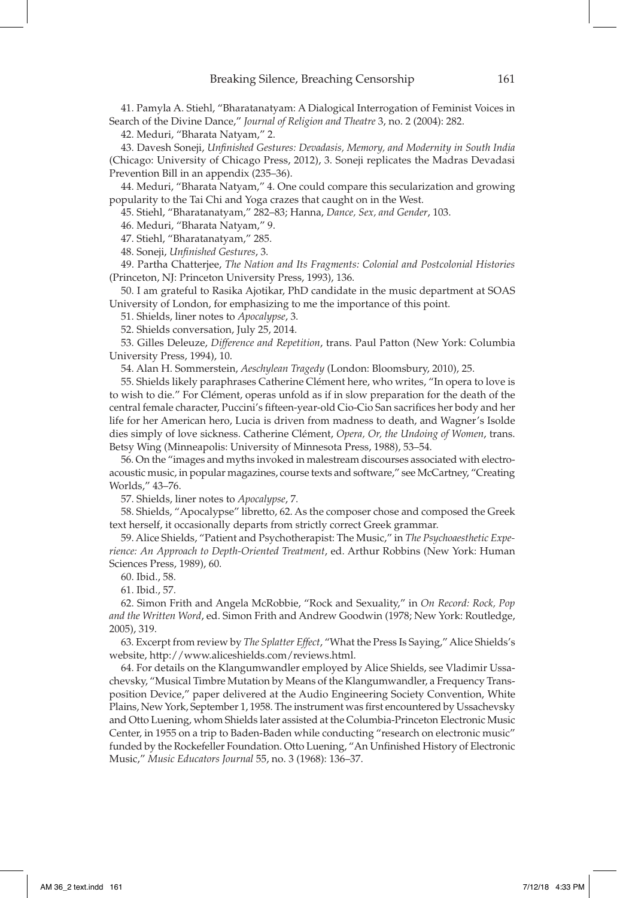41. Pamyla A. Stiehl, "Bharatanatyam: A Dialogical Interrogation of Feminist Voices in Search of the Divine Dance," *Journal of Religion and Theatre* 3, no. 2 (2004): 282.

42. Meduri, "Bharata Natyam," 2.

43. Davesh Soneji, *Unfinished Gestures: Devadasis, Memory, and Modernity in South India* (Chicago: University of Chicago Press, 2012), 3. Soneji replicates the Madras Devadasi Prevention Bill in an appendix (235–36).

44. Meduri, "Bharata Natyam," 4. One could compare this secularization and growing popularity to the Tai Chi and Yoga crazes that caught on in the West.

45. Stiehl, "Bharatanatyam," 282–83; Hanna, *Dance, Sex, and Gender*, 103.

46. Meduri, "Bharata Natyam," 9.

47. Stiehl, "Bharatanatyam," 285.

48. Soneji, *Unfinished Gestures*, 3.

49. Partha Chatterjee, *The Nation and Its Fragments: Colonial and Postcolonial Histories* (Princeton, NJ: Princeton University Press, 1993), 136.

50. I am grateful to Rasika Ajotikar, PhD candidate in the music department at SOAS University of London, for emphasizing to me the importance of this point.

51. Shields, liner notes to *Apocalypse*, 3.

52. Shields conversation, July 25, 2014.

53. Gilles Deleuze, *Difference and Repetition*, trans. Paul Patton (New York: Columbia University Press, 1994), 10.

54. Alan H. Sommerstein, *Aeschylean Tragedy* (London: Bloomsbury, 2010), 25.

55. Shields likely paraphrases Catherine Clément here, who writes, "In opera to love is to wish to die." For Clément, operas unfold as if in slow preparation for the death of the central female character, Puccini's fifteen-year-old Cio-Cio San sacrifices her body and her life for her American hero, Lucia is driven from madness to death, and Wagner's Isolde dies simply of love sickness. Catherine Clément, *Opera, Or, the Undoing of Women*, trans. Betsy Wing (Minneapolis: University of Minnesota Press, 1988), 53–54.

56. On the "images and myths invoked in malestream discourses associated with electroacoustic music, in popular magazines, course texts and software," see McCartney, "Creating Worlds," 43–76.

57. Shields, liner notes to *Apocalypse*, 7.

58. Shields, "Apocalypse" libretto, 62. As the composer chose and composed the Greek text herself, it occasionally departs from strictly correct Greek grammar.

59. Alice Shields, "Patient and Psychotherapist: The Music," in *The Psychoaesthetic Experience: An Approach to Depth-Oriented Treatment*, ed. Arthur Robbins (New York: Human Sciences Press, 1989), 60.

60. Ibid., 58.

61. Ibid., 57.

62. Simon Frith and Angela McRobbie, "Rock and Sexuality," in *On Record: Rock, Pop and the Written Word*, ed. Simon Frith and Andrew Goodwin (1978; New York: Routledge, 2005), 319.

63. Excerpt from review by *The Splatter Effect*, "What the Press Is Saying," Alice Shields's website, http://www.aliceshields.com/reviews.html.

64. For details on the Klangumwandler employed by Alice Shields, see Vladimir Ussachevsky, "Musical Timbre Mutation by Means of the Klangumwandler, a Frequency Transposition Device," paper delivered at the Audio Engineering Society Convention, White Plains, New York, September 1, 1958. The instrument was first encountered by Ussachevsky and Otto Luening, whom Shields later assisted at the Columbia-Princeton Electronic Music Center, in 1955 on a trip to Baden-Baden while conducting "research on electronic music" funded by the Rockefeller Foundation. Otto Luening, "An Unfinished History of Electronic Music," *Music Educators Journal* 55, no. 3 (1968): 136–37.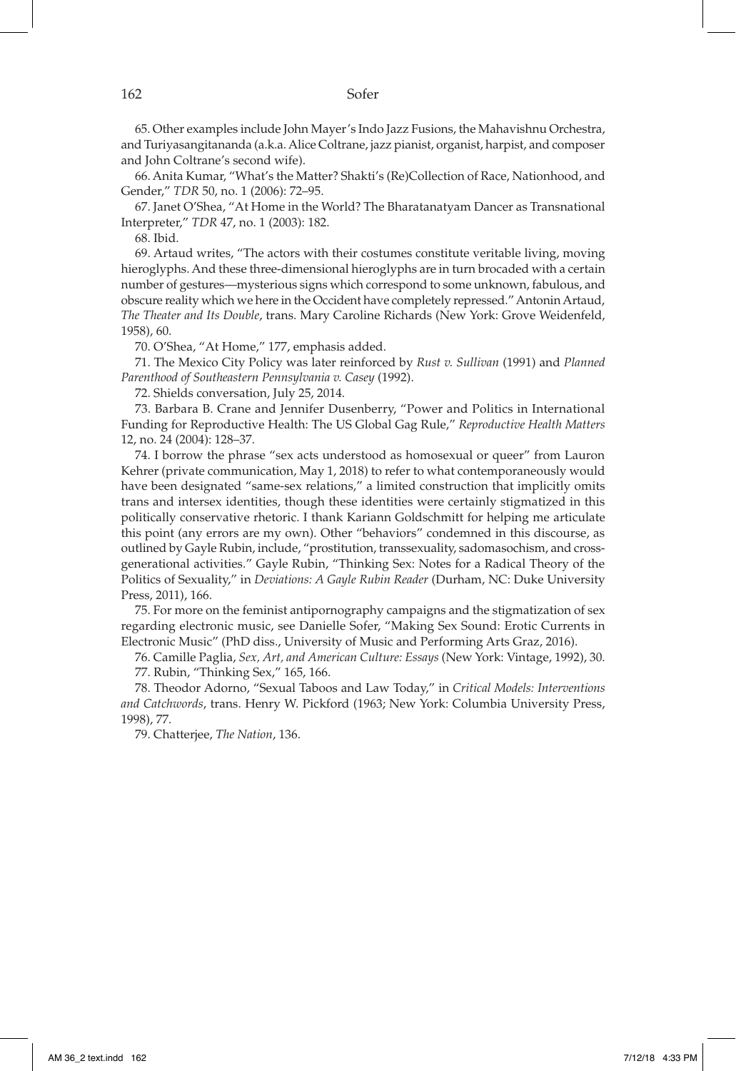65. Other examples include John Mayer's Indo Jazz Fusions, the Mahavishnu Orchestra, and Turiyasangitananda (a.k.a. Alice Coltrane, jazz pianist, organist, harpist, and composer and John Coltrane's second wife).

66. Anita Kumar, "What's the Matter? Shakti's (Re)Collection of Race, Nationhood, and Gender," *TDR* 50, no. 1 (2006): 72–95.

67. Janet O'Shea, "At Home in the World? The Bharatanatyam Dancer as Transnational Interpreter," *TDR* 47, no. 1 (2003): 182.

68. Ibid.

69. Artaud writes, "The actors with their costumes constitute veritable living, moving hieroglyphs. And these three-dimensional hieroglyphs are in turn brocaded with a certain number of gestures—mysterious signs which correspond to some unknown, fabulous, and obscure reality which we here in the Occident have completely repressed." Antonin Artaud, *The Theater and Its Double*, trans. Mary Caroline Richards (New York: Grove Weidenfeld, 1958), 60.

70. O'Shea, "At Home," 177, emphasis added.

71. The Mexico City Policy was later reinforced by *Rust v. Sullivan* (1991) and *Planned Parenthood of Southeastern Pennsylvania v. Casey* (1992).

72. Shields conversation, July 25, 2014.

73. Barbara B. Crane and Jennifer Dusenberry, "Power and Politics in International Funding for Reproductive Health: The US Global Gag Rule," *Reproductive Health Matters* 12, no. 24 (2004): 128–37.

74. I borrow the phrase "sex acts understood as homosexual or queer" from Lauron Kehrer (private communication, May 1, 2018) to refer to what contemporaneously would have been designated "same-sex relations," a limited construction that implicitly omits trans and intersex identities, though these identities were certainly stigmatized in this politically conservative rhetoric. I thank Kariann Goldschmitt for helping me articulate this point (any errors are my own). Other "behaviors" condemned in this discourse, as outlined by Gayle Rubin, include, "prostitution, transsexuality, sadomasochism, and cross-generational activities." Gayle Rubin, "Thinking Sex: Notes for a Radical Theory of the Politics of Sexuality," in *Deviations: A Gayle Rubin Reader* (Durham, NC: Duke University Press, 2011), 166.

75. For more on the feminist antipornography campaigns and the stigmatization of sex regarding electronic music, see Danielle Sofer, "Making Sex Sound: Erotic Currents in Electronic Music" (PhD diss., University of Music and Performing Arts Graz, 2016).

76. Camille Paglia, *Sex, Art, and American Culture: Essays* (New York: Vintage, 1992), 30.

77. Rubin, "Thinking Sex," 165, 166.

78. Theodor Adorno, "Sexual Taboos and Law Today," in *Critical Models: Interventions and Catchwords*, trans. Henry W. Pickford (1963; New York: Columbia University Press, 1998), 77.

79. Chatterjee, *The Nation*, 136.